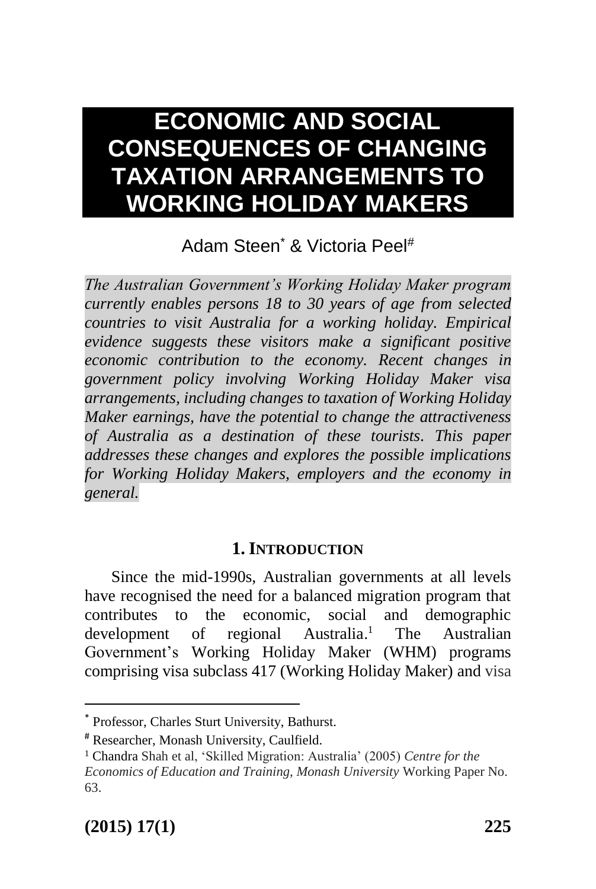# ECONOMIC AND SOCIAL CONSEQUENCES OF CHANGING TAXATION ARRANGEMENTS TO WORKING HOLIDAY MAKERS

Adam Steen[*] & Victoria Peel[#]

*The Australian Government's Working Holiday Maker program currently enables persons 18 to 30 years of age from selected countries to visit Australia for a working holiday. Empirical evidence suggests these visitors make a significant positive economic contribution to the economy. Recent changes in government policy involving Working Holiday Maker visa arrangements, including changes to taxation of Working Holiday Maker earnings, have the potential to change the attractiveness of Australia as a destination of these tourists. This paper addresses these changes and explores the possible implications for Working Holiday Makers, employers and the economy in general.*

## 1. INTRODUCTION

Since the mid-1990s, Australian governments at all levels have recognised the need for a balanced migration program that contributes to the economic, social and demographic development of regional Australia.[1] The Australian Government's Working Holiday Maker (WHM) programs comprising visa subclass 417 (Working Holiday Maker) and visa

---

[*] Professor, Charles Sturt University, Bathurst.

[#] Researcher, Monash University, Caulfield.

[1] Chandra Shah et al, 'Skilled Migration: Australia' (2005) *Centre for the Economics of Education and Training, Monash University* Working Paper No. 63.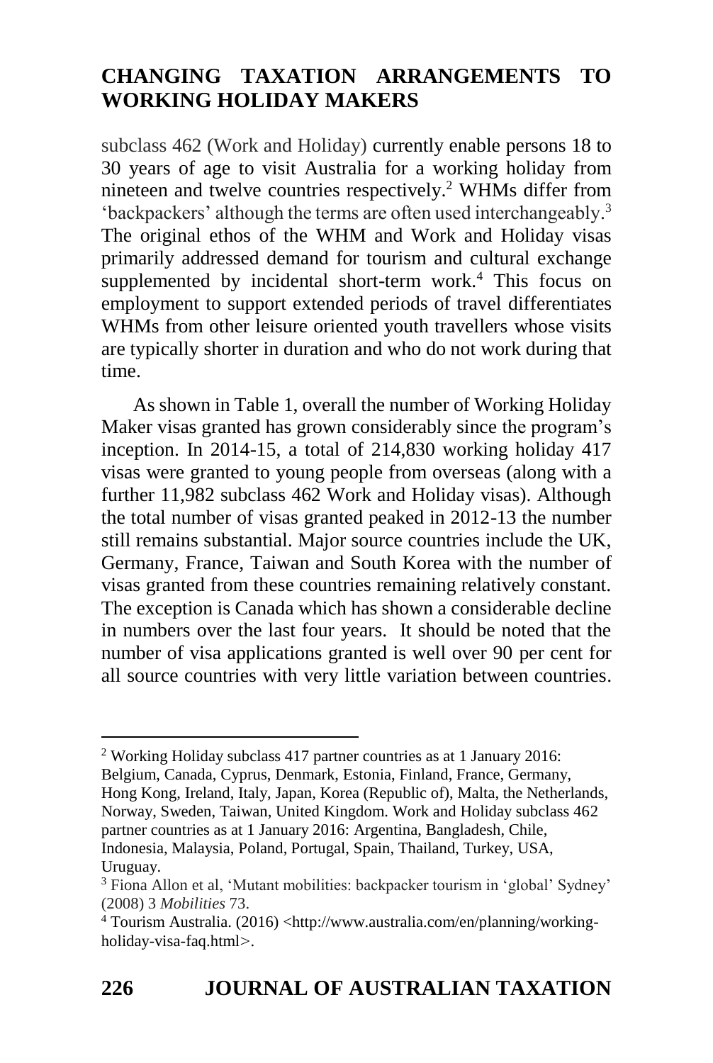subclass 462 (Work and Holiday) currently enable persons 18 to 30 years of age to visit Australia for a working holiday from nineteen and twelve countries respectively.[2] WHMs differ from 'backpackers' although the terms are often used interchangeably.[3] The original ethos of the WHM and Work and Holiday visas primarily addressed demand for tourism and cultural exchange supplemented by incidental short-term work.[4] This focus on employment to support extended periods of travel differentiates WHMs from other leisure oriented youth travellers whose visits are typically shorter in duration and who do not work during that time.

As shown in Table 1, overall the number of Working Holiday Maker visas granted has grown considerably since the program's inception. In 2014-15, a total of 214,830 working holiday 417 visas were granted to young people from overseas (along with a further 11,982 subclass 462 Work and Holiday visas). Although the total number of visas granted peaked in 2012-13 the number still remains substantial. Major source countries include the UK, Germany, France, Taiwan and South Korea with the number of visas granted from these countries remaining relatively constant. The exception is Canada which has shown a considerable decline in numbers over the last four years. It should be noted that the number of visa applications granted is well over 90 per cent for all source countries with very little variation between countries.

---

[2] Working Holiday subclass 417 partner countries as at 1 January 2016: Belgium, Canada, Cyprus, Denmark, Estonia, Finland, France, Germany, Hong Kong, Ireland, Italy, Japan, Korea (Republic of), Malta, the Netherlands, Norway, Sweden, Taiwan, United Kingdom. Work and Holiday subclass 462 partner countries as at 1 January 2016: Argentina, Bangladesh, Chile, Indonesia, Malaysia, Poland, Portugal, Spain, Thailand, Turkey, USA, Uruguay.

[3] Fiona Allon et al, 'Mutant mobilities: backpacker tourism in 'global' Sydney' (2008) 3 *Mobilities* 73.

[4] Tourism Australia. (2016) <http://www.australia.com/en/planning/working-holiday-visa-faq.html>.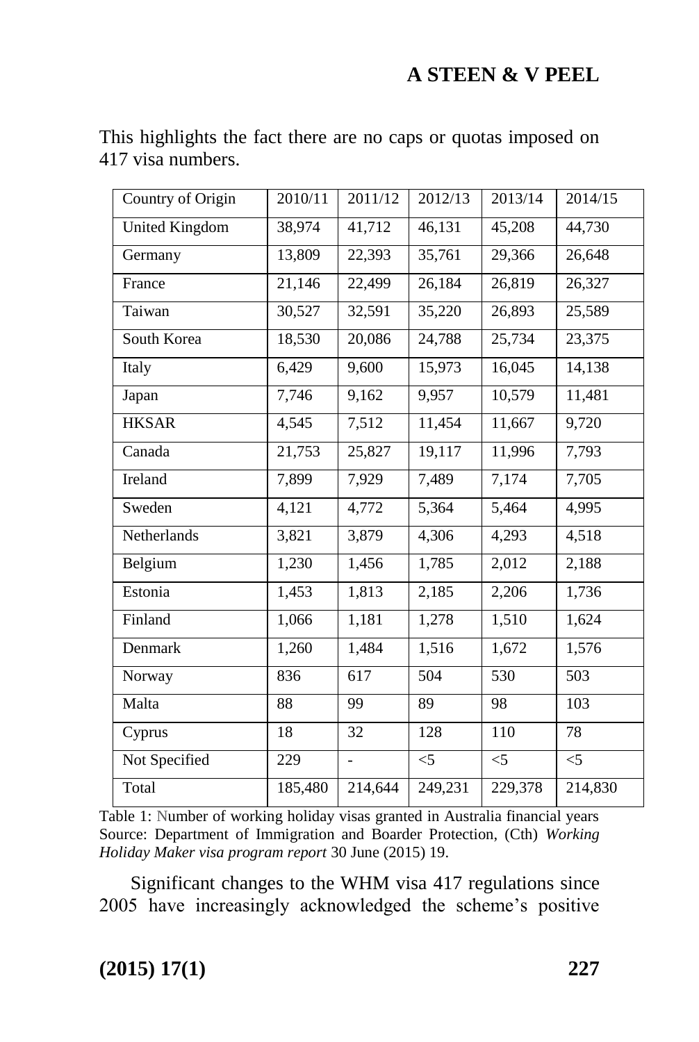This highlights the fact there are no caps or quotas imposed on 417 visa numbers.

| Country of Origin | 2010/11 | 2011/12 | 2012/13 | 2013/14 | 2014/15 |
|---|---|---|---|---|---|
| United Kingdom | 38,974 | 41,712 | 46,131 | 45,208 | 44,730 |
| Germany | 13,809 | 22,393 | 35,761 | 29,366 | 26,648 |
| France | 21,146 | 22,499 | 26,184 | 26,819 | 26,327 |
| Taiwan | 30,527 | 32,591 | 35,220 | 26,893 | 25,589 |
| South Korea | 18,530 | 20,086 | 24,788 | 25,734 | 23,375 |
| Italy | 6,429 | 9,600 | 15,973 | 16,045 | 14,138 |
| Japan | 7,746 | 9,162 | 9,957 | 10,579 | 11,481 |
| HKSAR | 4,545 | 7,512 | 11,454 | 11,667 | 9,720 |
| Canada | 21,753 | 25,827 | 19,117 | 11,996 | 7,793 |
| Ireland | 7,899 | 7,929 | 7,489 | 7,174 | 7,705 |
| Sweden | 4,121 | 4,772 | 5,364 | 5,464 | 4,995 |
| Netherlands | 3,821 | 3,879 | 4,306 | 4,293 | 4,518 |
| Belgium | 1,230 | 1,456 | 1,785 | 2,012 | 2,188 |
| Estonia | 1,453 | 1,813 | 2,185 | 2,206 | 1,736 |
| Finland | 1,066 | 1,181 | 1,278 | 1,510 | 1,624 |
| Denmark | 1,260 | 1,484 | 1,516 | 1,672 | 1,576 |
| Norway | 836 | 617 | 504 | 530 | 503 |
| Malta | 88 | 99 | 89 | 98 | 103 |
| Cyprus | 18 | 32 | 128 | 110 | 78 |
| Not Specified | 229 | - | <5 | <5 | <5 |
| Total | 185,480 | 214,644 | 249,231 | 229,378 | 214,830 |

Table 1: Number of working holiday visas granted in Australia financial years
Source: Department of Immigration and Boarder Protection, (Cth) *Working Holiday Maker visa program report* 30 June (2015) 19.

Significant changes to the WHM visa 417 regulations since 2005 have increasingly acknowledged the scheme's positive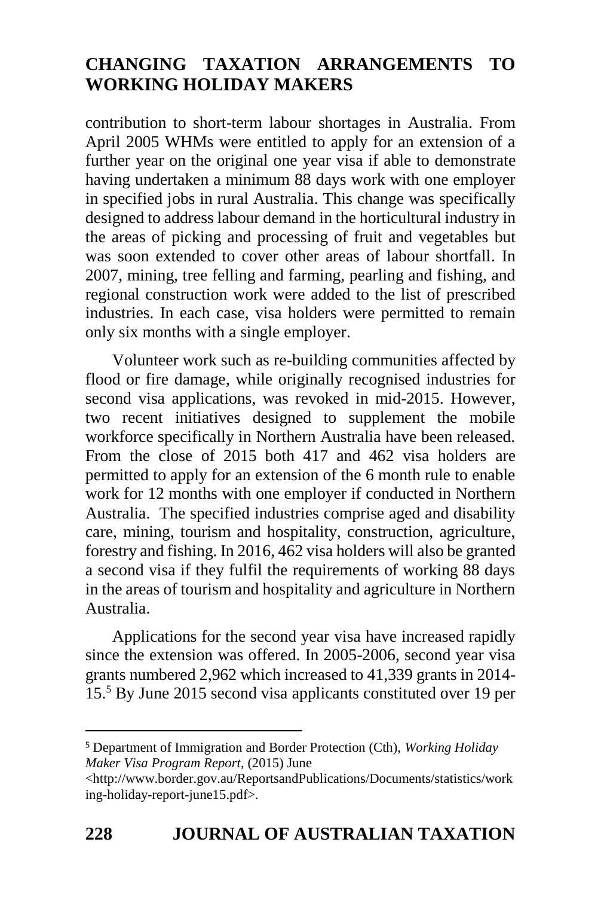contribution to short-term labour shortages in Australia. From April 2005 WHMs were entitled to apply for an extension of a further year on the original one year visa if able to demonstrate having undertaken a minimum 88 days work with one employer in specified jobs in rural Australia. This change was specifically designed to address labour demand in the horticultural industry in the areas of picking and processing of fruit and vegetables but was soon extended to cover other areas of labour shortfall. In 2007, mining, tree felling and farming, pearling and fishing, and regional construction work were added to the list of prescribed industries. In each case, visa holders were permitted to remain only six months with a single employer.

Volunteer work such as re-building communities affected by flood or fire damage, while originally recognised industries for second visa applications, was revoked in mid-2015. However, two recent initiatives designed to supplement the mobile workforce specifically in Northern Australia have been released. From the close of 2015 both 417 and 462 visa holders are permitted to apply for an extension of the 6 month rule to enable work for 12 months with one employer if conducted in Northern Australia. The specified industries comprise aged and disability care, mining, tourism and hospitality, construction, agriculture, forestry and fishing. In 2016, 462 visa holders will also be granted a second visa if they fulfil the requirements of working 88 days in the areas of tourism and hospitality and agriculture in Northern Australia.

Applications for the second year visa have increased rapidly since the extension was offered. In 2005-2006, second year visa grants numbered 2,962 which increased to 41,339 grants in 2014-15.[5] By June 2015 second visa applicants constituted over 19 per

---

[5] Department of Immigration and Border Protection (Cth), *Working Holiday Maker Visa Program Report*, (2015) June <http://www.border.gov.au/ReportsandPublications/Documents/statistics/working-holiday-report-june15.pdf>.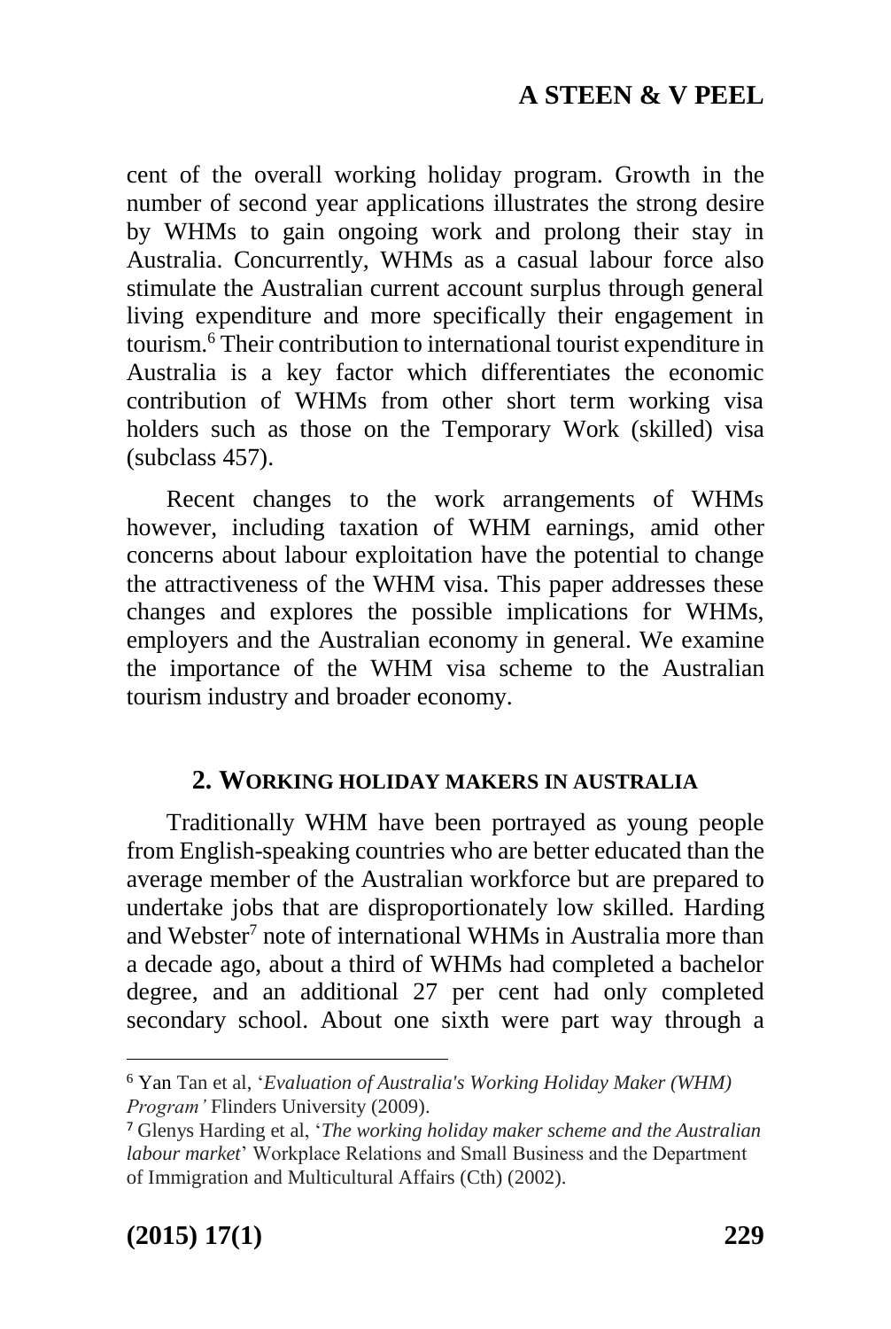cent of the overall working holiday program. Growth in the number of second year applications illustrates the strong desire by WHMs to gain ongoing work and prolong their stay in Australia. Concurrently, WHMs as a casual labour force also stimulate the Australian current account surplus through general living expenditure and more specifically their engagement in tourism.[6] Their contribution to international tourist expenditure in Australia is a key factor which differentiates the economic contribution of WHMs from other short term working visa holders such as those on the Temporary Work (skilled) visa (subclass 457).

Recent changes to the work arrangements of WHMs however, including taxation of WHM earnings, amid other concerns about labour exploitation have the potential to change the attractiveness of the WHM visa. This paper addresses these changes and explores the possible implications for WHMs, employers and the Australian economy in general. We examine the importance of the WHM visa scheme to the Australian tourism industry and broader economy.

## 2. WORKING HOLIDAY MAKERS IN AUSTRALIA

Traditionally WHM have been portrayed as young people from English-speaking countries who are better educated than the average member of the Australian workforce but are prepared to undertake jobs that are disproportionately low skilled. Harding and Webster[7] note of international WHMs in Australia more than a decade ago, about a third of WHMs had completed a bachelor degree, and an additional 27 per cent had only completed secondary school. About one sixth were part way through a

---

[6] Yan Tan et al, '*Evaluation of Australia's Working Holiday Maker (WHM) Program'* Flinders University (2009).

[7] Glenys Harding et al, '*The working holiday maker scheme and the Australian labour market*' Workplace Relations and Small Business and the Department of Immigration and Multicultural Affairs (Cth) (2002).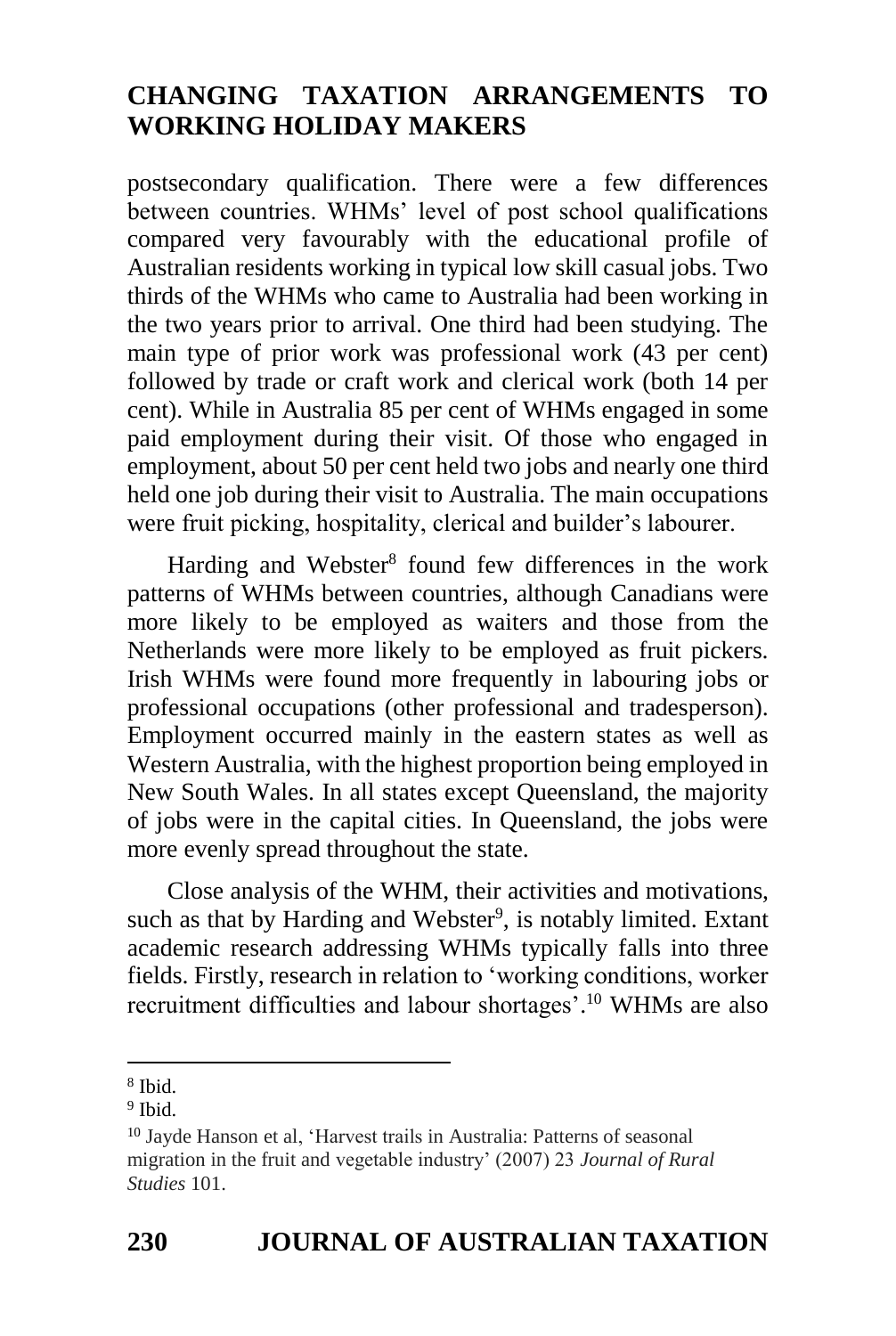postsecondary qualification. There were a few differences between countries. WHMs' level of post school qualifications compared very favourably with the educational profile of Australian residents working in typical low skill casual jobs. Two thirds of the WHMs who came to Australia had been working in the two years prior to arrival. One third had been studying. The main type of prior work was professional work (43 per cent) followed by trade or craft work and clerical work (both 14 per cent). While in Australia 85 per cent of WHMs engaged in some paid employment during their visit. Of those who engaged in employment, about 50 per cent held two jobs and nearly one third held one job during their visit to Australia. The main occupations were fruit picking, hospitality, clerical and builder's labourer.

Harding and Webster[8] found few differences in the work patterns of WHMs between countries, although Canadians were more likely to be employed as waiters and those from the Netherlands were more likely to be employed as fruit pickers. Irish WHMs were found more frequently in labouring jobs or professional occupations (other professional and tradesperson). Employment occurred mainly in the eastern states as well as Western Australia, with the highest proportion being employed in New South Wales. In all states except Queensland, the majority of jobs were in the capital cities. In Queensland, the jobs were more evenly spread throughout the state.

Close analysis of the WHM, their activities and motivations, such as that by Harding and Webster[9], is notably limited. Extant academic research addressing WHMs typically falls into three fields. Firstly, research in relation to 'working conditions, worker recruitment difficulties and labour shortages'.[10] WHMs are also

---

[8] Ibid.

[9] Ibid.

[10] Jayde Hanson et al, 'Harvest trails in Australia: Patterns of seasonal migration in the fruit and vegetable industry' (2007) 23 *Journal of Rural Studies* 101.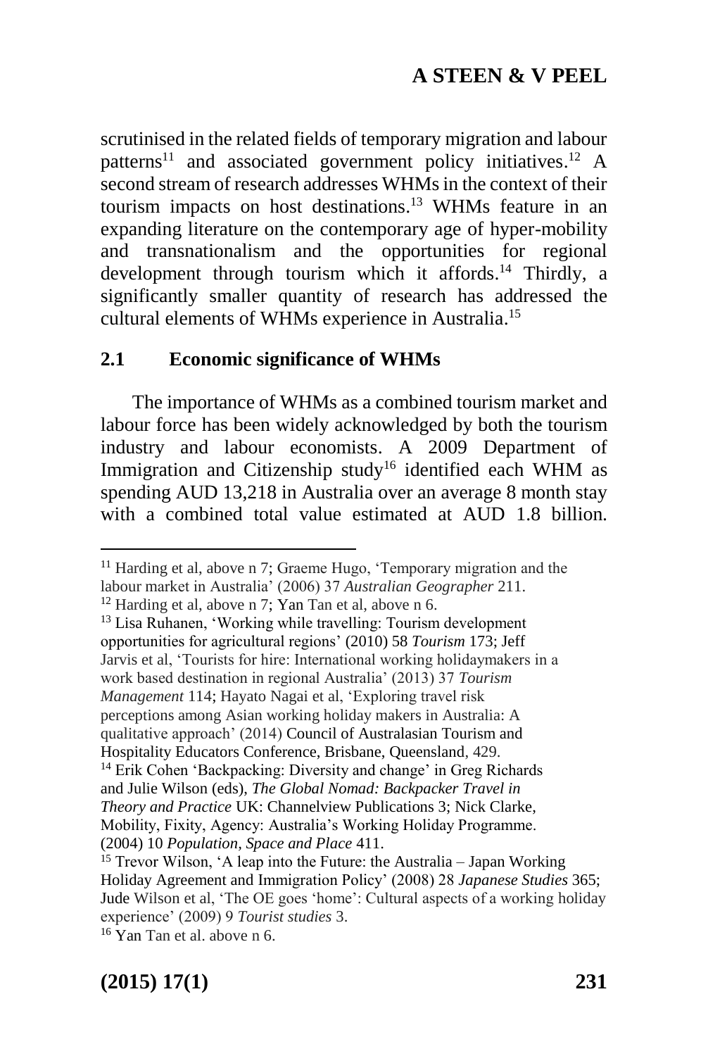scrutinised in the related fields of temporary migration and labour patterns[11] and associated government policy initiatives.[12] A second stream of research addresses WHMs in the context of their tourism impacts on host destinations.[13] WHMs feature in an expanding literature on the contemporary age of hyper-mobility and transnationalism and the opportunities for regional development through tourism which it affords.[14] Thirdly, a significantly smaller quantity of research has addressed the cultural elements of WHMs experience in Australia.[15]

## 2.1 Economic significance of WHMs

The importance of WHMs as a combined tourism market and labour force has been widely acknowledged by both the tourism industry and labour economists. A 2009 Department of Immigration and Citizenship study[16] identified each WHM as spending AUD 13,218 in Australia over an average 8 month stay with a combined total value estimated at AUD 1.8 billion.

---

[11] Harding et al, above n 7; Graeme Hugo, 'Temporary migration and the labour market in Australia' (2006) 37 *Australian Geographer* 211.

[12] Harding et al, above n 7; Yan Tan et al, above n 6.

[13] Lisa Ruhanen, 'Working while travelling: Tourism development opportunities for agricultural regions' (2010) 58 *Tourism* 173; Jeff Jarvis et al, 'Tourists for hire: International working holidaymakers in a work based destination in regional Australia' (2013) 37 *Tourism Management* 114; Hayato Nagai et al, 'Exploring travel risk perceptions among Asian working holiday makers in Australia: A qualitative approach' (2014) Council of Australasian Tourism and Hospitality Educators Conference, Brisbane, Queensland, 429.

[14] Erik Cohen 'Backpacking: Diversity and change' in Greg Richards and Julie Wilson (eds), *The Global Nomad: Backpacker Travel in Theory and Practice* UK: Channelview Publications 3; Nick Clarke, Mobility, Fixity, Agency: Australia's Working Holiday Programme. (2004) 10 *Population, Space and Place* 411.

[15] Trevor Wilson, 'A leap into the Future: the Australia – Japan Working Holiday Agreement and Immigration Policy' (2008) 28 *Japanese Studies* 365; Jude Wilson et al, 'The OE goes 'home': Cultural aspects of a working holiday experience' (2009) 9 *Tourist studies* 3.

[16] Yan Tan et al. above n 6.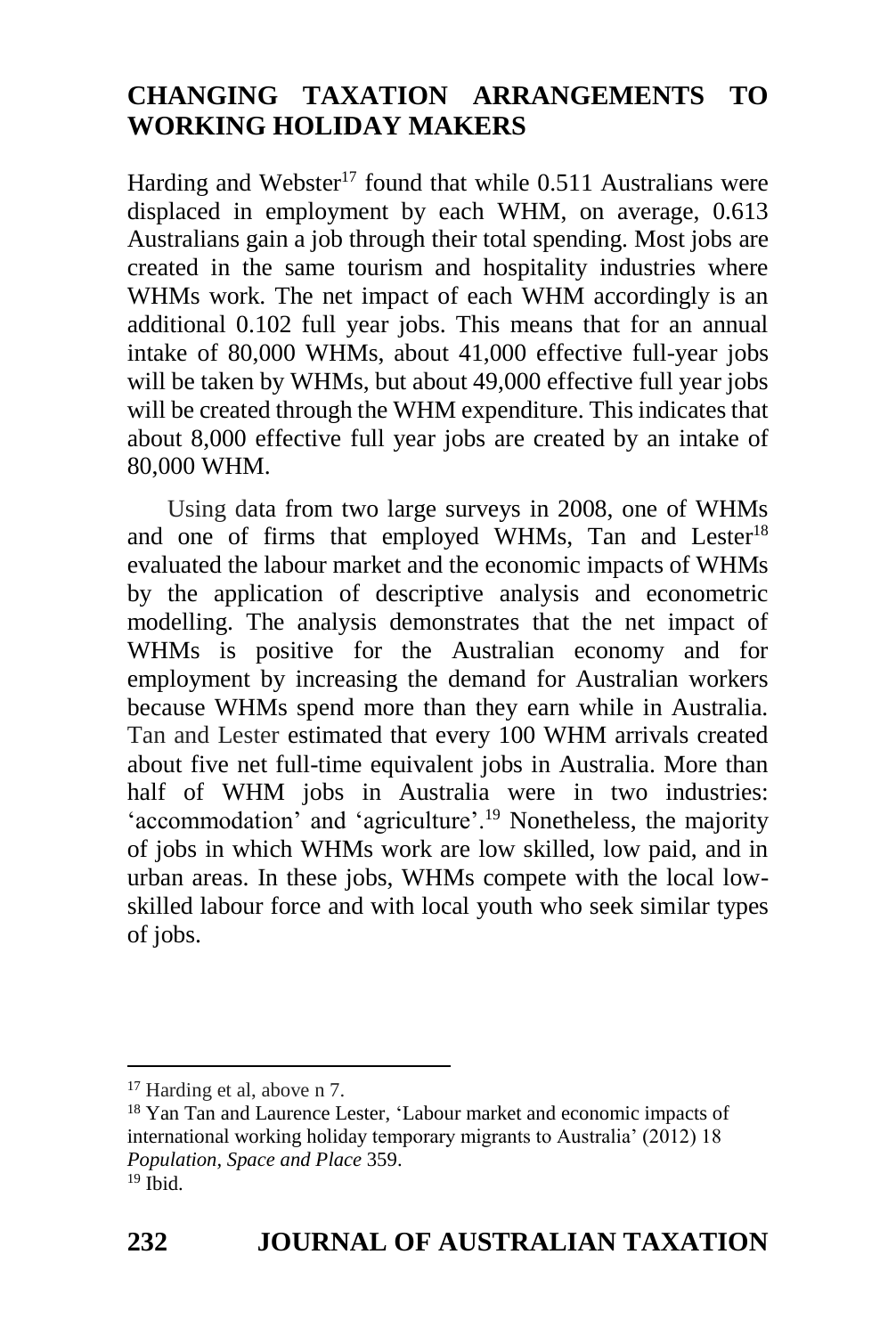## CHANGING TAXATION ARRANGEMENTS TO WORKING HOLIDAY MAKERS

Harding and Webster[17] found that while 0.511 Australians were displaced in employment by each WHM, on average, 0.613 Australians gain a job through their total spending. Most jobs are created in the same tourism and hospitality industries where WHMs work. The net impact of each WHM accordingly is an additional 0.102 full year jobs. This means that for an annual intake of 80,000 WHMs, about 41,000 effective full-year jobs will be taken by WHMs, but about 49,000 effective full year jobs will be created through the WHM expenditure. This indicates that about 8,000 effective full year jobs are created by an intake of 80,000 WHM.

Using data from two large surveys in 2008, one of WHMs and one of firms that employed WHMs, Tan and Lester[18] evaluated the labour market and the economic impacts of WHMs by the application of descriptive analysis and econometric modelling. The analysis demonstrates that the net impact of WHMs is positive for the Australian economy and for employment by increasing the demand for Australian workers because WHMs spend more than they earn while in Australia. Tan and Lester estimated that every 100 WHM arrivals created about five net full-time equivalent jobs in Australia. More than half of WHM jobs in Australia were in two industries: 'accommodation' and 'agriculture'.[19] Nonetheless, the majority of jobs in which WHMs work are low skilled, low paid, and in urban areas. In these jobs, WHMs compete with the local low-skilled labour force and with local youth who seek similar types of jobs.

---

[17] Harding et al, above n 7.

[18] Yan Tan and Laurence Lester, 'Labour market and economic impacts of international working holiday temporary migrants to Australia' (2012) 18 *Population, Space and Place* 359.

[19] Ibid.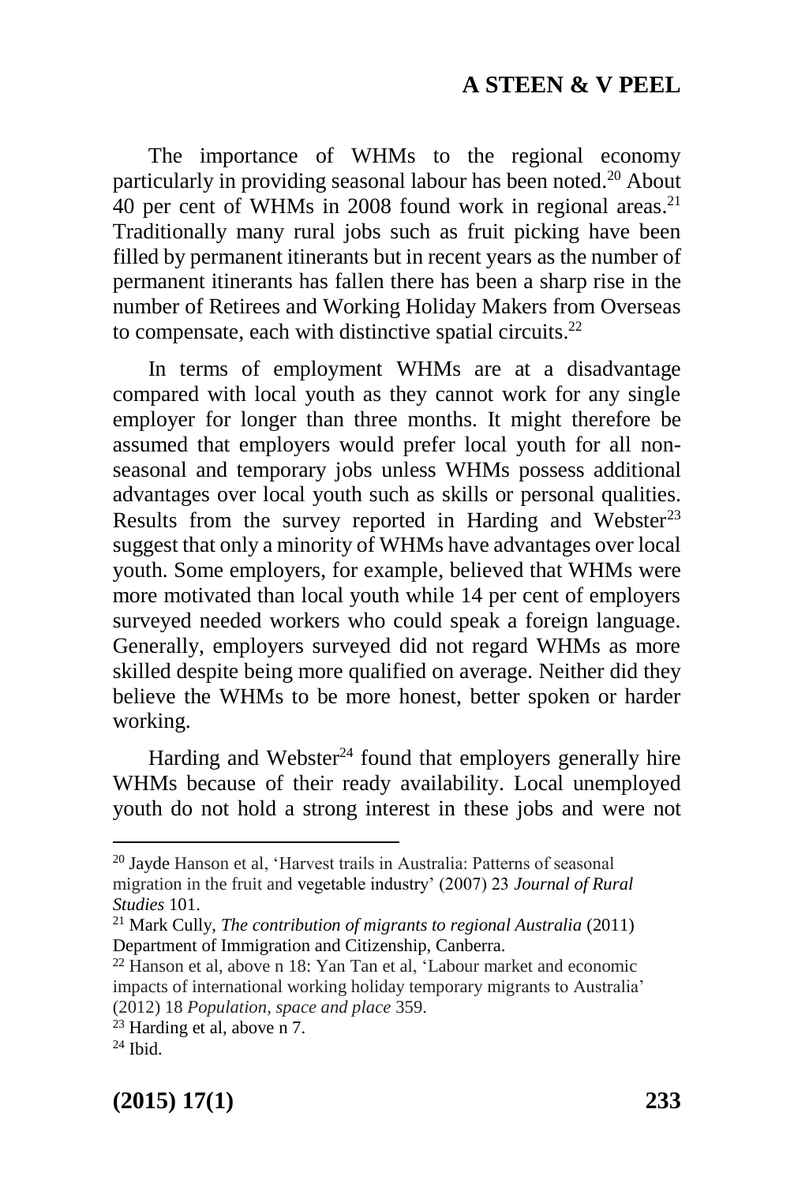The importance of WHMs to the regional economy particularly in providing seasonal labour has been noted.[20] About 40 per cent of WHMs in 2008 found work in regional areas.[21] Traditionally many rural jobs such as fruit picking have been filled by permanent itinerants but in recent years as the number of permanent itinerants has fallen there has been a sharp rise in the number of Retirees and Working Holiday Makers from Overseas to compensate, each with distinctive spatial circuits.[22]

In terms of employment WHMs are at a disadvantage compared with local youth as they cannot work for any single employer for longer than three months. It might therefore be assumed that employers would prefer local youth for all non-seasonal and temporary jobs unless WHMs possess additional advantages over local youth such as skills or personal qualities. Results from the survey reported in Harding and Webster[23] suggest that only a minority of WHMs have advantages over local youth. Some employers, for example, believed that WHMs were more motivated than local youth while 14 per cent of employers surveyed needed workers who could speak a foreign language. Generally, employers surveyed did not regard WHMs as more skilled despite being more qualified on average. Neither did they believe the WHMs to be more honest, better spoken or harder working.

Harding and Webster[24] found that employers generally hire WHMs because of their ready availability. Local unemployed youth do not hold a strong interest in these jobs and were not

---

[20] Jayde Hanson et al, 'Harvest trails in Australia: Patterns of seasonal migration in the fruit and vegetable industry' (2007) 23 *Journal of Rural Studies* 101.

[21] Mark Cully, *The contribution of migrants to regional Australia* (2011) Department of Immigration and Citizenship, Canberra.

[22] Hanson et al, above n 18: Yan Tan et al, 'Labour market and economic impacts of international working holiday temporary migrants to Australia' (2012) 18 *Population, space and place* 359.

[23] Harding et al, above n 7.

[24] Ibid.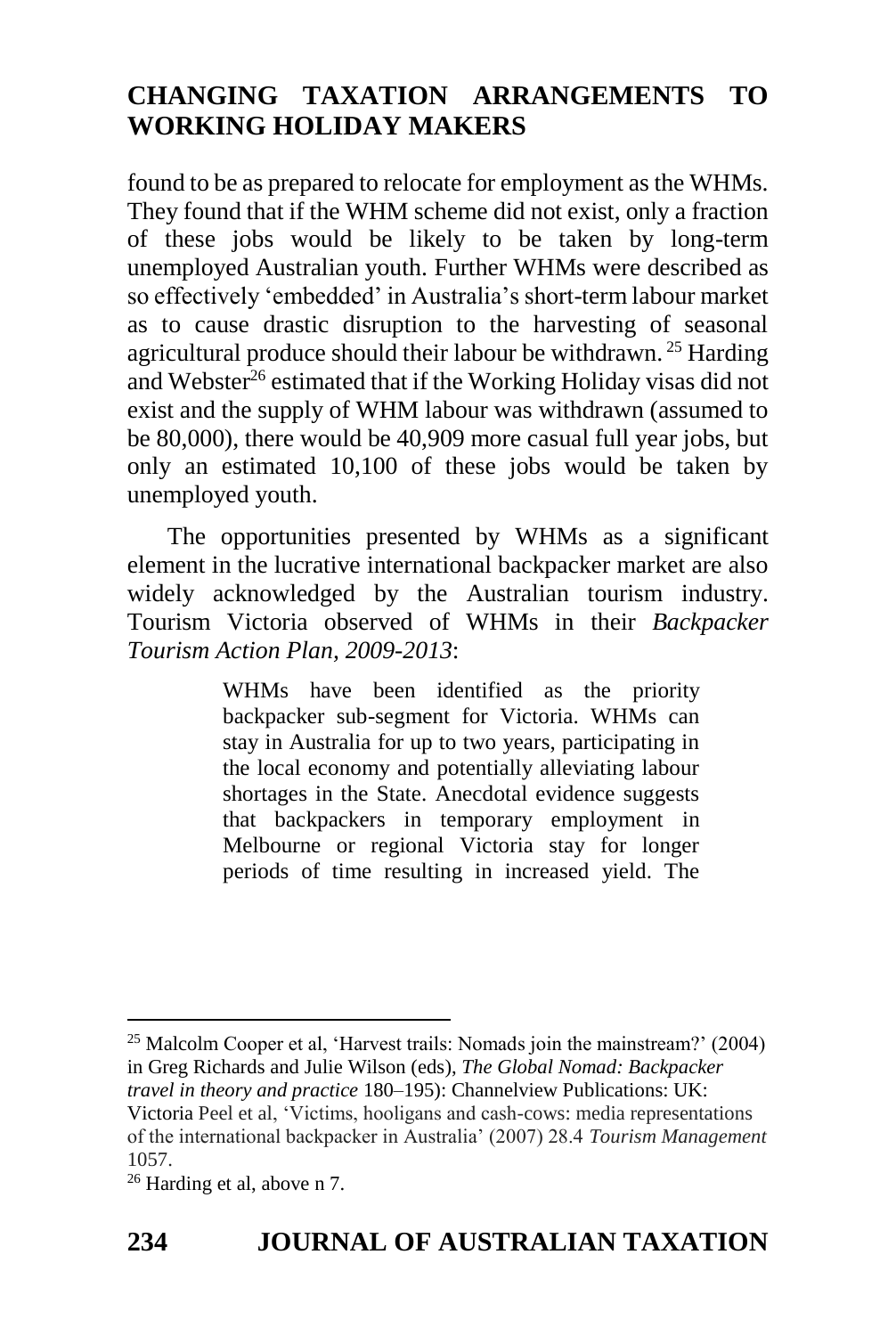found to be as prepared to relocate for employment as the WHMs. They found that if the WHM scheme did not exist, only a fraction of these jobs would be likely to be taken by long-term unemployed Australian youth. Further WHMs were described as so effectively 'embedded' in Australia's short-term labour market as to cause drastic disruption to the harvesting of seasonal agricultural produce should their labour be withdrawn.[25] Harding and Webster[26] estimated that if the Working Holiday visas did not exist and the supply of WHM labour was withdrawn (assumed to be 80,000), there would be 40,909 more casual full year jobs, but only an estimated 10,100 of these jobs would be taken by unemployed youth.

The opportunities presented by WHMs as a significant element in the lucrative international backpacker market are also widely acknowledged by the Australian tourism industry. Tourism Victoria observed of WHMs in their *Backpacker Tourism Action Plan, 2009-2013*:

> WHMs have been identified as the priority backpacker sub-segment for Victoria. WHMs can stay in Australia for up to two years, participating in the local economy and potentially alleviating labour shortages in the State. Anecdotal evidence suggests that backpackers in temporary employment in Melbourne or regional Victoria stay for longer periods of time resulting in increased yield. The

---

[25] Malcolm Cooper et al, 'Harvest trails: Nomads join the mainstream?' (2004) in Greg Richards and Julie Wilson (eds), *The Global Nomad: Backpacker travel in theory and practice* 180–195): Channelview Publications: UK: Victoria Peel et al, 'Victims, hooligans and cash-cows: media representations of the international backpacker in Australia' (2007) 28.4 *Tourism Management* 1057.

[26] Harding et al, above n 7.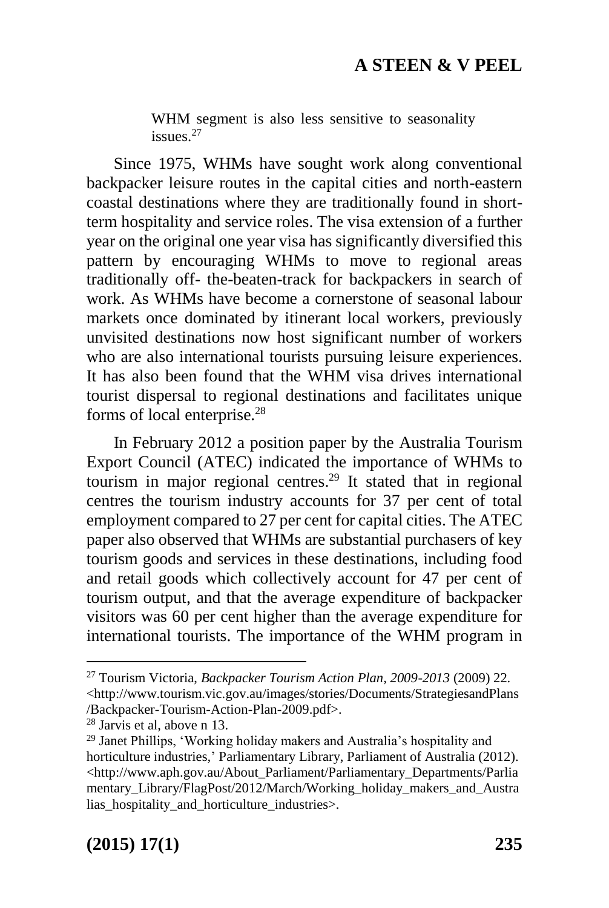WHM segment is also less sensitive to seasonality issues.[27]

Since 1975, WHMs have sought work along conventional backpacker leisure routes in the capital cities and north-eastern coastal destinations where they are traditionally found in short-term hospitality and service roles. The visa extension of a further year on the original one year visa has significantly diversified this pattern by encouraging WHMs to move to regional areas traditionally off- the-beaten-track for backpackers in search of work. As WHMs have become a cornerstone of seasonal labour markets once dominated by itinerant local workers, previously unvisited destinations now host significant number of workers who are also international tourists pursuing leisure experiences. It has also been found that the WHM visa drives international tourist dispersal to regional destinations and facilitates unique forms of local enterprise.[28]

In February 2012 a position paper by the Australia Tourism Export Council (ATEC) indicated the importance of WHMs to tourism in major regional centres.[29] It stated that in regional centres the tourism industry accounts for 37 per cent of total employment compared to 27 per cent for capital cities. The ATEC paper also observed that WHMs are substantial purchasers of key tourism goods and services in these destinations, including food and retail goods which collectively account for 47 per cent of tourism output, and that the average expenditure of backpacker visitors was 60 per cent higher than the average expenditure for international tourists. The importance of the WHM program in

---

[27] Tourism Victoria, *Backpacker Tourism Action Plan, 2009-2013* (2009) 22. <http://www.tourism.vic.gov.au/images/stories/Documents/StrategiesandPlans/Backpacker-Tourism-Action-Plan-2009.pdf>.

[28] Jarvis et al, above n 13.

[29] Janet Phillips, 'Working holiday makers and Australia's hospitality and horticulture industries,' Parliamentary Library, Parliament of Australia (2012). <http://www.aph.gov.au/About_Parliament/Parliamentary_Departments/Parliamentary_Library/FlagPost/2012/March/Working_holiday_makers_and_Australias_hospitality_and_horticulture_industries>.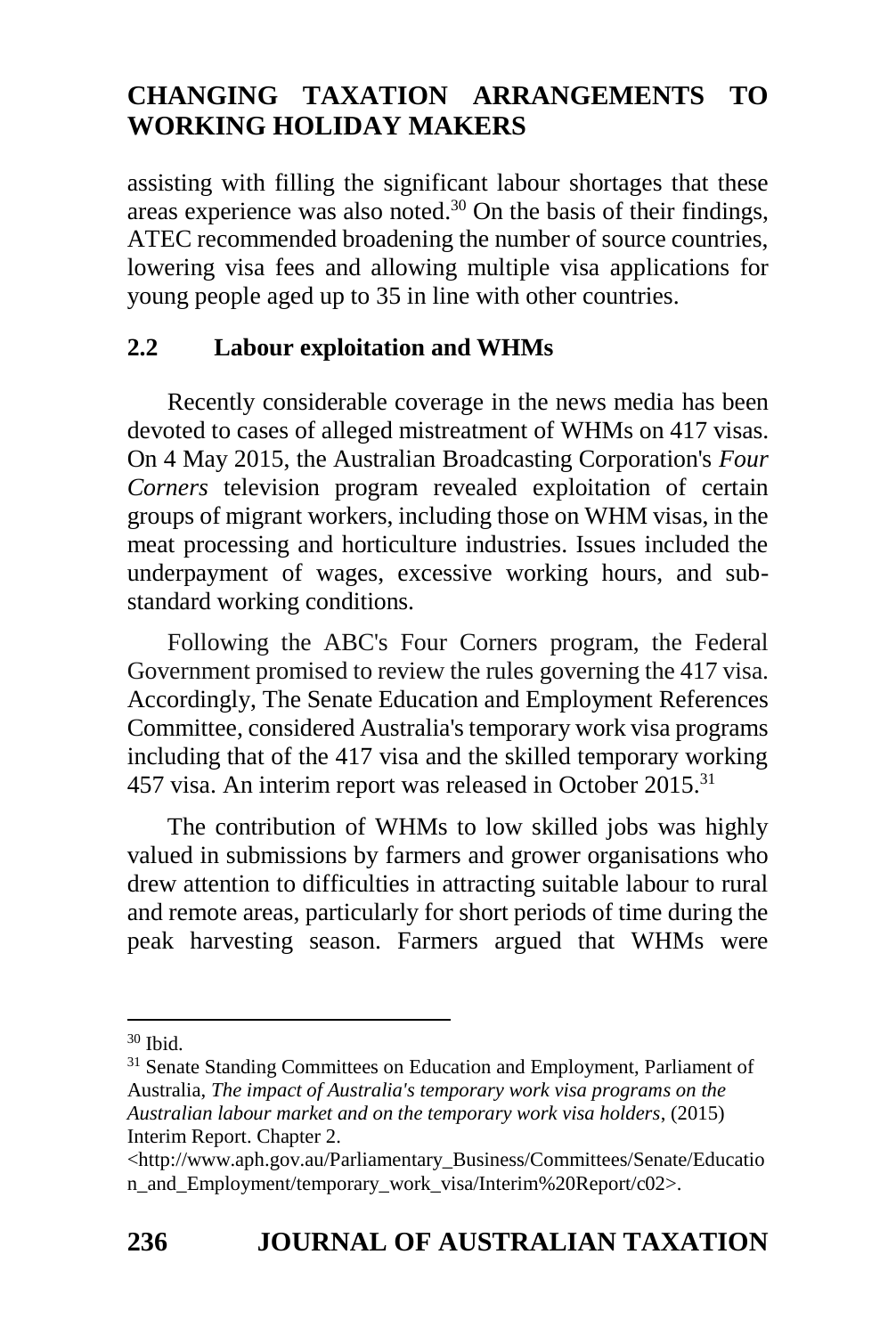assisting with filling the significant labour shortages that these areas experience was also noted.[30] On the basis of their findings, ATEC recommended broadening the number of source countries, lowering visa fees and allowing multiple visa applications for young people aged up to 35 in line with other countries.

### 2.2 Labour exploitation and WHMs

Recently considerable coverage in the news media has been devoted to cases of alleged mistreatment of WHMs on 417 visas. On 4 May 2015, the Australian Broadcasting Corporation's *Four Corners* television program revealed exploitation of certain groups of migrant workers, including those on WHM visas, in the meat processing and horticulture industries. Issues included the underpayment of wages, excessive working hours, and sub-standard working conditions.

Following the ABC's Four Corners program, the Federal Government promised to review the rules governing the 417 visa. Accordingly, The Senate Education and Employment References Committee, considered Australia's temporary work visa programs including that of the 417 visa and the skilled temporary working 457 visa. An interim report was released in October 2015.[31]

The contribution of WHMs to low skilled jobs was highly valued in submissions by farmers and grower organisations who drew attention to difficulties in attracting suitable labour to rural and remote areas, particularly for short periods of time during the peak harvesting season. Farmers argued that WHMs were

---

[30] Ibid.

[31] Senate Standing Committees on Education and Employment, Parliament of Australia, *The impact of Australia's temporary work visa programs on the Australian labour market and on the temporary work visa holders*, (2015) Interim Report. Chapter 2. <http://www.aph.gov.au/Parliamentary_Business/Committees/Senate/Education_and_Employment/temporary_work_visa/Interim%20Report/c02>.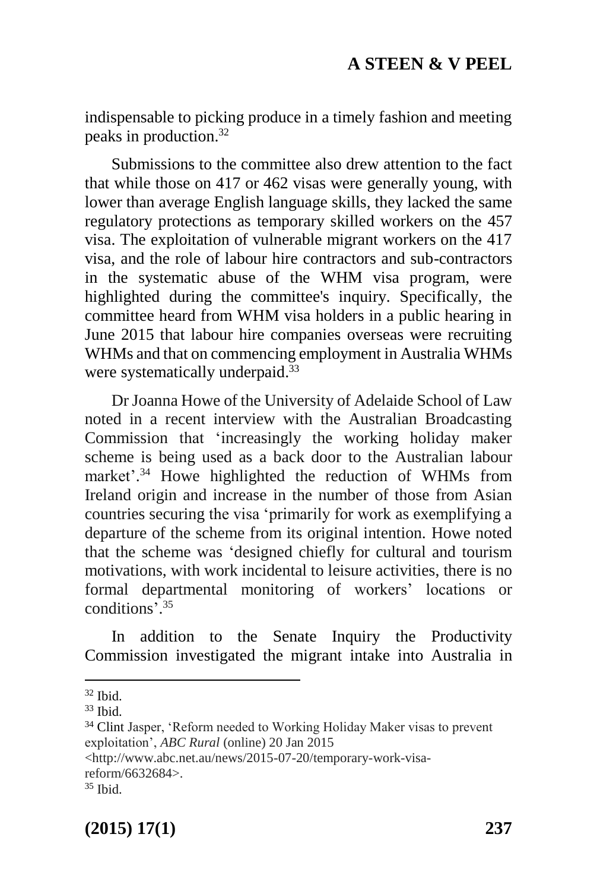indispensable to picking produce in a timely fashion and meeting peaks in production.[32]

Submissions to the committee also drew attention to the fact that while those on 417 or 462 visas were generally young, with lower than average English language skills, they lacked the same regulatory protections as temporary skilled workers on the 457 visa. The exploitation of vulnerable migrant workers on the 417 visa, and the role of labour hire contractors and sub-contractors in the systematic abuse of the WHM visa program, were highlighted during the committee's inquiry. Specifically, the committee heard from WHM visa holders in a public hearing in June 2015 that labour hire companies overseas were recruiting WHMs and that on commencing employment in Australia WHMs were systematically underpaid.[33]

Dr Joanna Howe of the University of Adelaide School of Law noted in a recent interview with the Australian Broadcasting Commission that 'increasingly the working holiday maker scheme is being used as a back door to the Australian labour market'.[34] Howe highlighted the reduction of WHMs from Ireland origin and increase in the number of those from Asian countries securing the visa 'primarily for work as exemplifying a departure of the scheme from its original intention. Howe noted that the scheme was 'designed chiefly for cultural and tourism motivations, with work incidental to leisure activities, there is no formal departmental monitoring of workers' locations or conditions'.[35]

In addition to the Senate Inquiry the Productivity Commission investigated the migrant intake into Australia in

---

[32] Ibid.

[33] Ibid.

[34] Clint Jasper, 'Reform needed to Working Holiday Maker visas to prevent exploitation', *ABC Rural* (online) 20 Jan 2015 <http://www.abc.net.au/news/2015-07-20/temporary-work-visa-reform/6632684>.

[35] Ibid.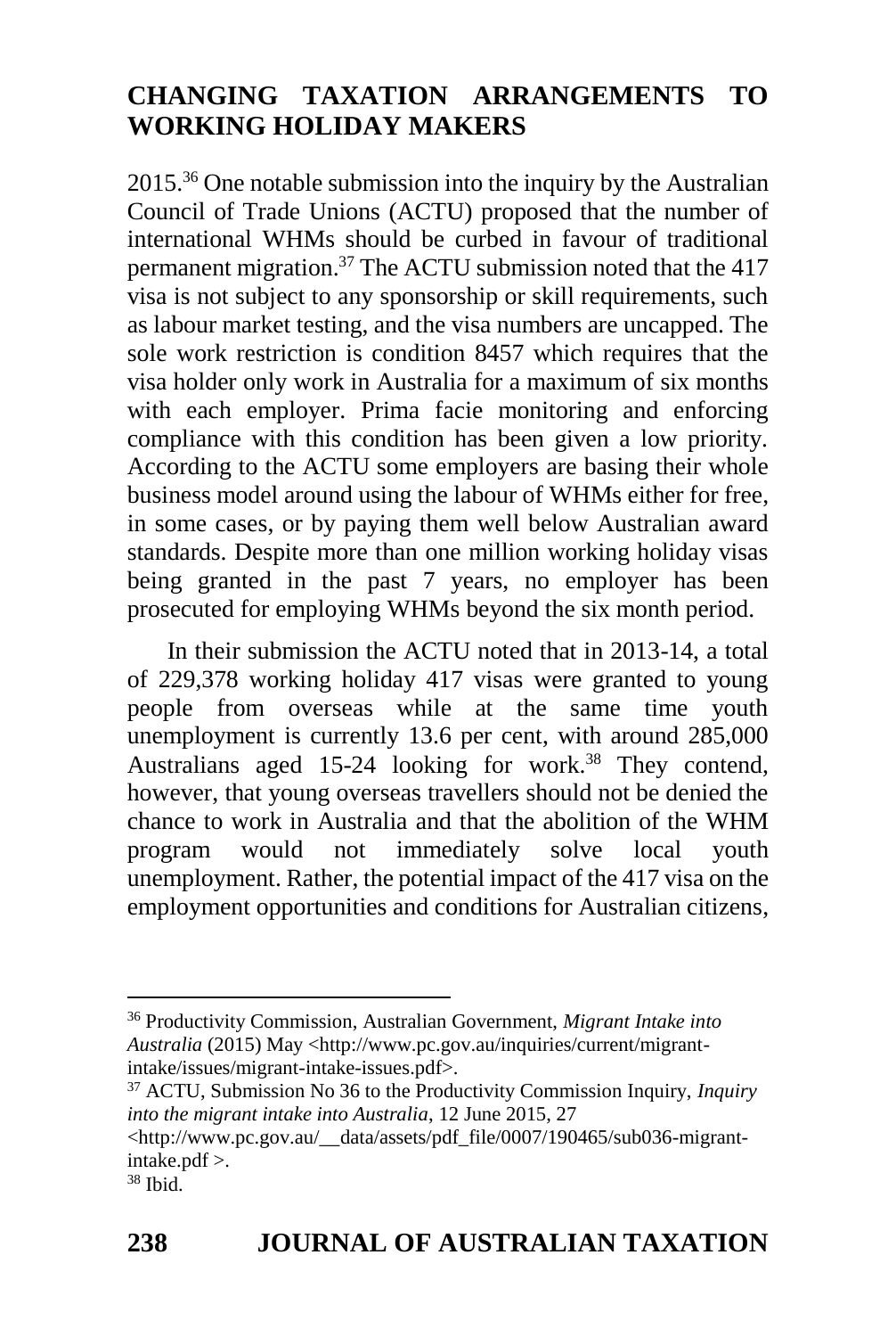2015.[36] One notable submission into the inquiry by the Australian Council of Trade Unions (ACTU) proposed that the number of international WHMs should be curbed in favour of traditional permanent migration.[37] The ACTU submission noted that the 417 visa is not subject to any sponsorship or skill requirements, such as labour market testing, and the visa numbers are uncapped. The sole work restriction is condition 8457 which requires that the visa holder only work in Australia for a maximum of six months with each employer. Prima facie monitoring and enforcing compliance with this condition has been given a low priority. According to the ACTU some employers are basing their whole business model around using the labour of WHMs either for free, in some cases, or by paying them well below Australian award standards. Despite more than one million working holiday visas being granted in the past 7 years, no employer has been prosecuted for employing WHMs beyond the six month period.

In their submission the ACTU noted that in 2013-14, a total of 229,378 working holiday 417 visas were granted to young people from overseas while at the same time youth unemployment is currently 13.6 per cent, with around 285,000 Australians aged 15-24 looking for work.[38] They contend, however, that young overseas travellers should not be denied the chance to work in Australia and that the abolition of the WHM program would not immediately solve local youth unemployment. Rather, the potential impact of the 417 visa on the employment opportunities and conditions for Australian citizens,

---

[36] Productivity Commission, Australian Government, *Migrant Intake into Australia* (2015) May <http://www.pc.gov.au/inquiries/current/migrant-intake/issues/migrant-intake-issues.pdf>.

[37] ACTU, Submission No 36 to the Productivity Commission Inquiry, *Inquiry into the migrant intake into Australia*, 12 June 2015, 27 <http://www.pc.gov.au/__data/assets/pdf_file/0007/190465/sub036-migrant-intake.pdf >.

[38] Ibid.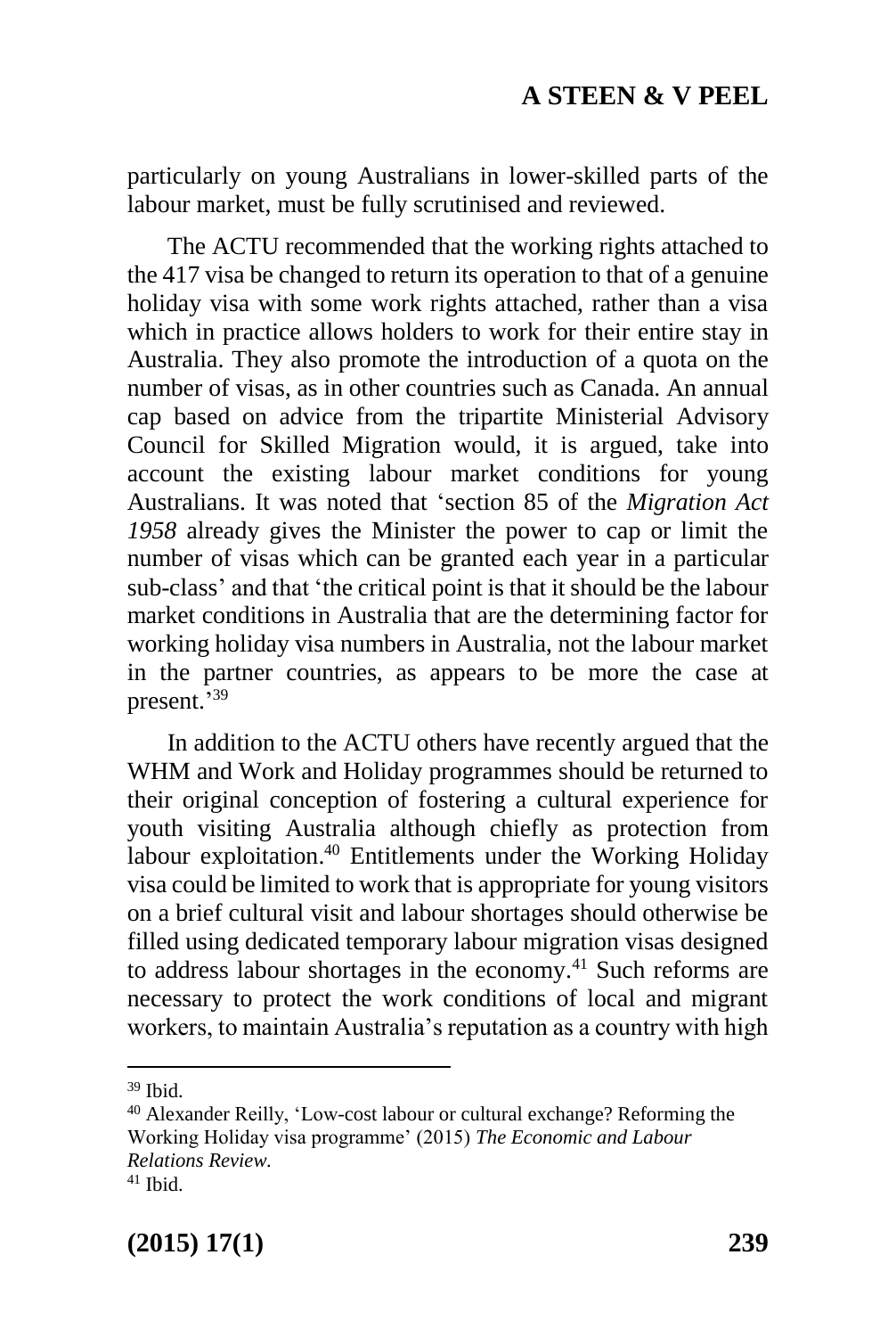particularly on young Australians in lower-skilled parts of the labour market, must be fully scrutinised and reviewed.

The ACTU recommended that the working rights attached to the 417 visa be changed to return its operation to that of a genuine holiday visa with some work rights attached, rather than a visa which in practice allows holders to work for their entire stay in Australia. They also promote the introduction of a quota on the number of visas, as in other countries such as Canada. An annual cap based on advice from the tripartite Ministerial Advisory Council for Skilled Migration would, it is argued, take into account the existing labour market conditions for young Australians. It was noted that 'section 85 of the *Migration Act 1958* already gives the Minister the power to cap or limit the number of visas which can be granted each year in a particular sub-class' and that 'the critical point is that it should be the labour market conditions in Australia that are the determining factor for working holiday visa numbers in Australia, not the labour market in the partner countries, as appears to be more the case at present.'[39]

In addition to the ACTU others have recently argued that the WHM and Work and Holiday programmes should be returned to their original conception of fostering a cultural experience for youth visiting Australia although chiefly as protection from labour exploitation.[40] Entitlements under the Working Holiday visa could be limited to work that is appropriate for young visitors on a brief cultural visit and labour shortages should otherwise be filled using dedicated temporary labour migration visas designed to address labour shortages in the economy.[41] Such reforms are necessary to protect the work conditions of local and migrant workers, to maintain Australia's reputation as a country with high

---

[39] Ibid.

[40] Alexander Reilly, 'Low-cost labour or cultural exchange? Reforming the Working Holiday visa programme' (2015) *The Economic and Labour Relations Review.*

[41] Ibid.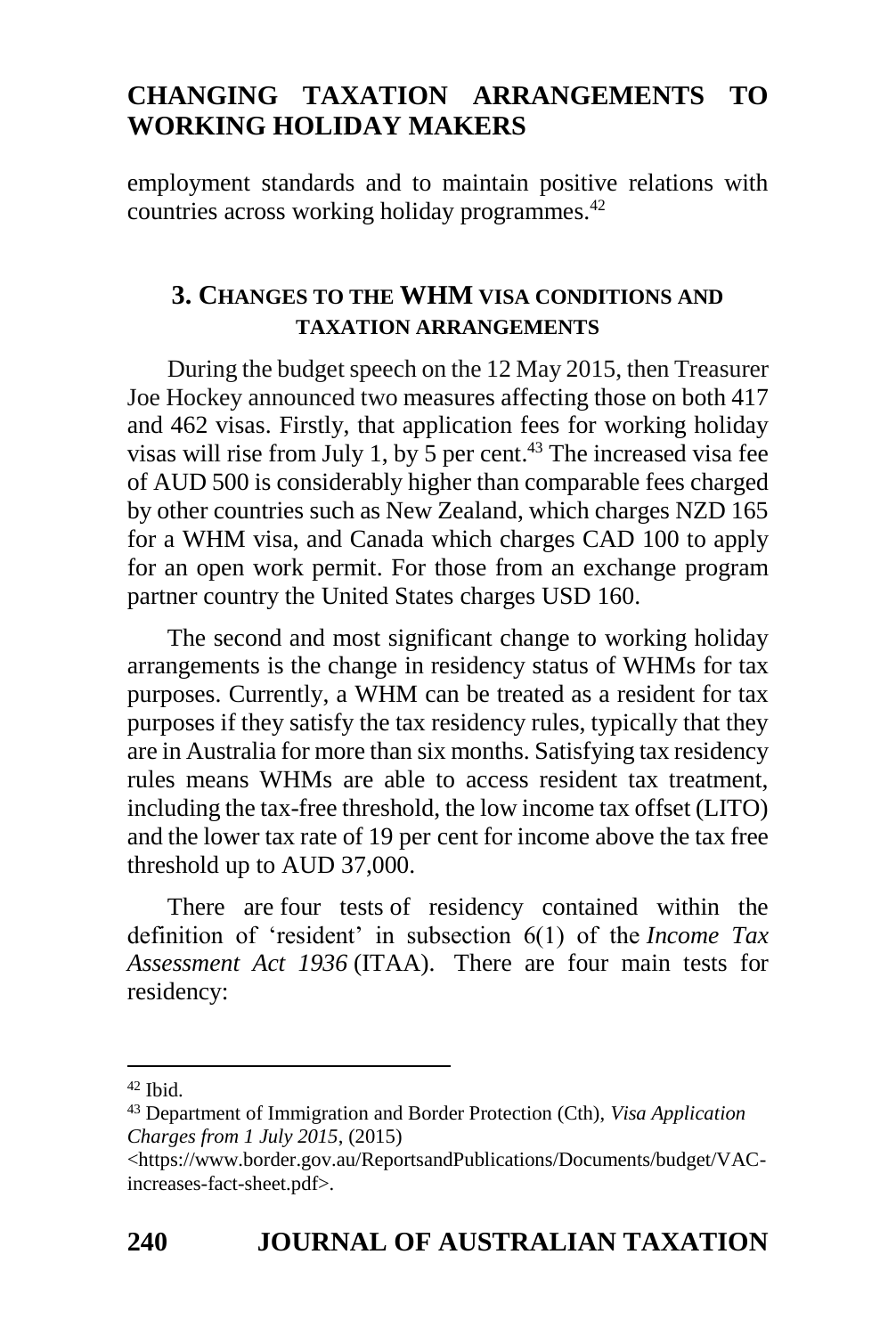employment standards and to maintain positive relations with countries across working holiday programmes.[42]

## 3. Changes to the WHM visa conditions and taxation arrangements

During the budget speech on the 12 May 2015, then Treasurer Joe Hockey announced two measures affecting those on both 417 and 462 visas. Firstly, that application fees for working holiday visas will rise from July 1, by 5 per cent.[43] The increased visa fee of AUD 500 is considerably higher than comparable fees charged by other countries such as New Zealand, which charges NZD 165 for a WHM visa, and Canada which charges CAD 100 to apply for an open work permit. For those from an exchange program partner country the United States charges USD 160.

The second and most significant change to working holiday arrangements is the change in residency status of WHMs for tax purposes. Currently, a WHM can be treated as a resident for tax purposes if they satisfy the tax residency rules, typically that they are in Australia for more than six months. Satisfying tax residency rules means WHMs are able to access resident tax treatment, including the tax-free threshold, the low income tax offset (LITO) and the lower tax rate of 19 per cent for income above the tax free threshold up to AUD 37,000.

There are four tests of residency contained within the definition of 'resident' in subsection 6(1) of the *Income Tax Assessment Act 1936* (ITAA). There are four main tests for residency:

---

[42] Ibid.

[43] Department of Immigration and Border Protection (Cth), *Visa Application Charges from 1 July 2015*, (2015) <https://www.border.gov.au/ReportsandPublications/Documents/budget/VAC-increases-fact-sheet.pdf>.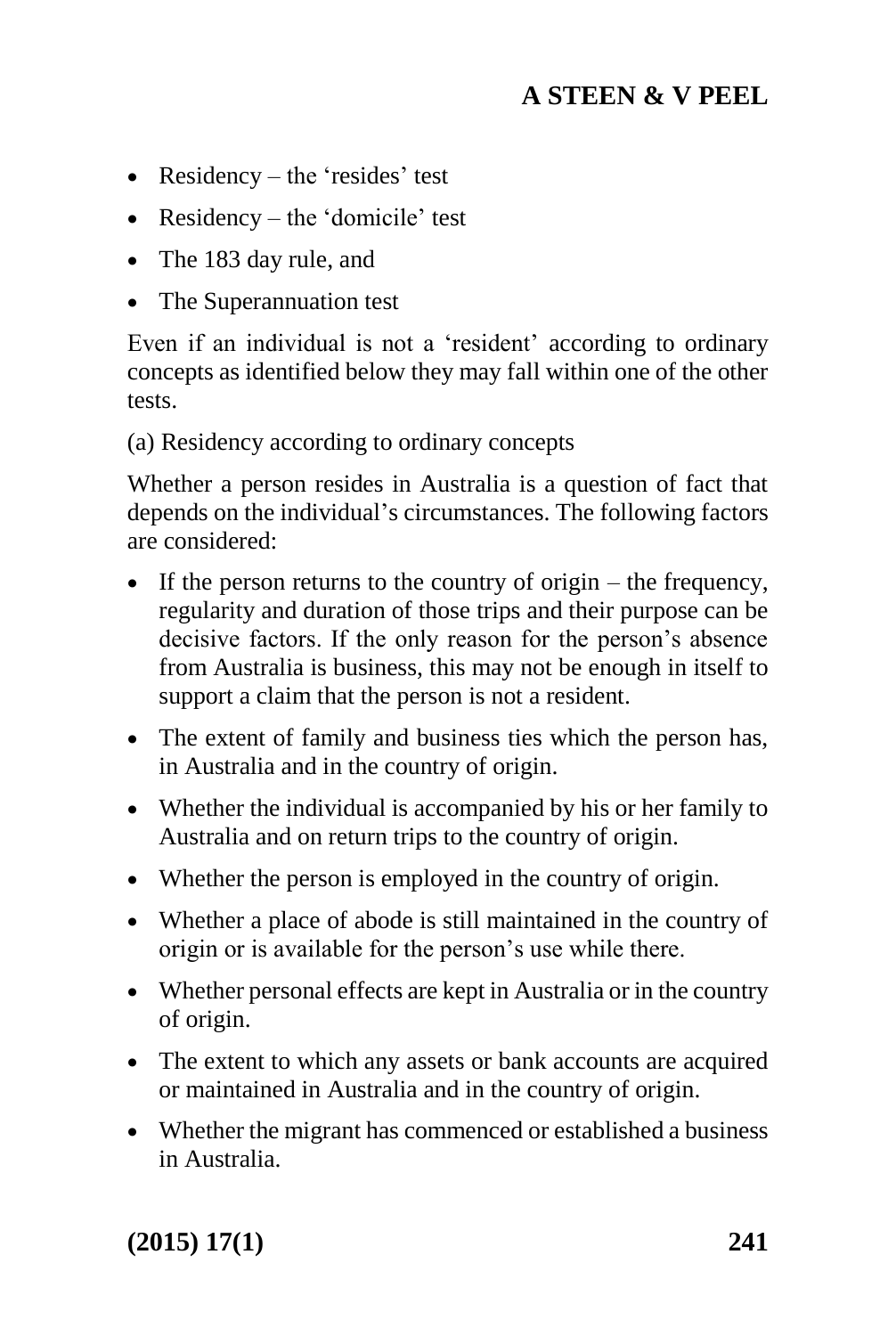- Residency – the 'resides' test
- Residency – the 'domicile' test
- The 183 day rule, and
- The Superannuation test

Even if an individual is not a 'resident' according to ordinary concepts as identified below they may fall within one of the other tests.

(a) Residency according to ordinary concepts

Whether a person resides in Australia is a question of fact that depends on the individual's circumstances. The following factors are considered:

- If the person returns to the country of origin – the frequency, regularity and duration of those trips and their purpose can be decisive factors. If the only reason for the person's absence from Australia is business, this may not be enough in itself to support a claim that the person is not a resident.
- The extent of family and business ties which the person has, in Australia and in the country of origin.
- Whether the individual is accompanied by his or her family to Australia and on return trips to the country of origin.
- Whether the person is employed in the country of origin.
- Whether a place of abode is still maintained in the country of origin or is available for the person's use while there.
- Whether personal effects are kept in Australia or in the country of origin.
- The extent to which any assets or bank accounts are acquired or maintained in Australia and in the country of origin.
- Whether the migrant has commenced or established a business in Australia.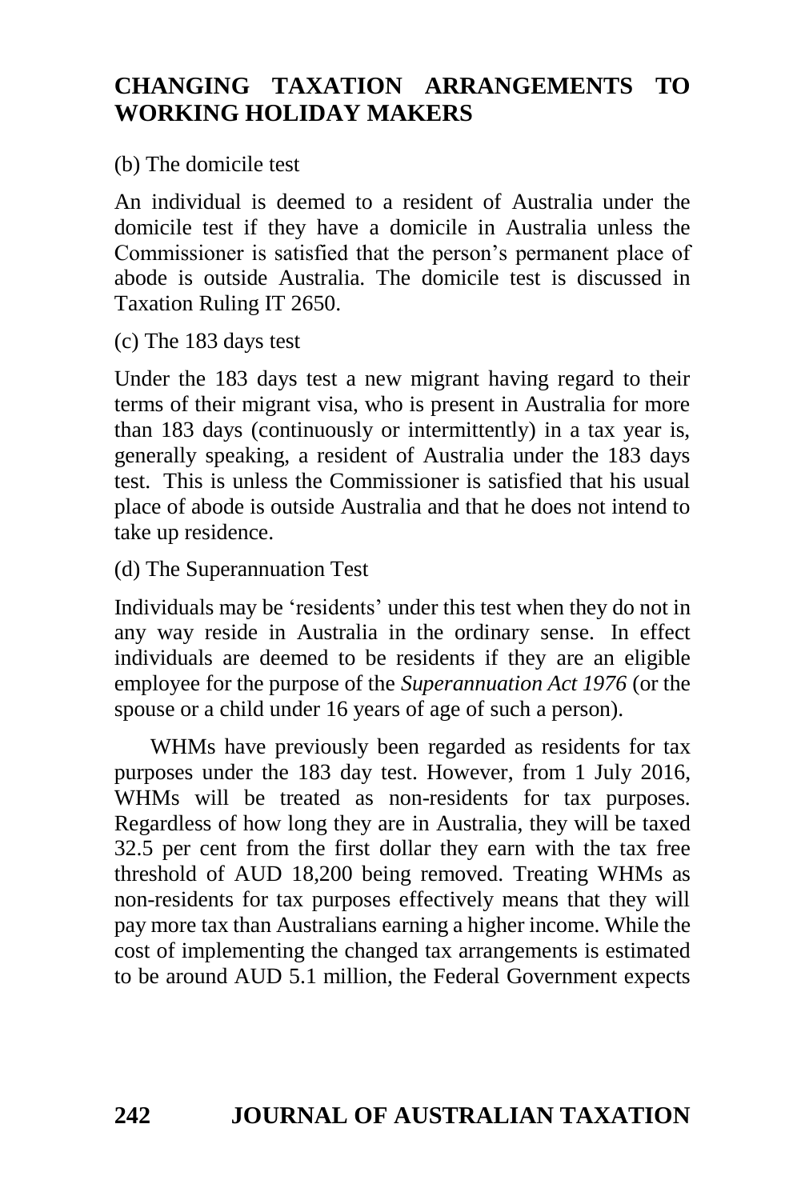(b) The domicile test

An individual is deemed to a resident of Australia under the domicile test if they have a domicile in Australia unless the Commissioner is satisfied that the person's permanent place of abode is outside Australia. The domicile test is discussed in Taxation Ruling IT 2650.

(c) The 183 days test

Under the 183 days test a new migrant having regard to their terms of their migrant visa, who is present in Australia for more than 183 days (continuously or intermittently) in a tax year is, generally speaking, a resident of Australia under the 183 days test. This is unless the Commissioner is satisfied that his usual place of abode is outside Australia and that he does not intend to take up residence.

(d) The Superannuation Test

Individuals may be 'residents' under this test when they do not in any way reside in Australia in the ordinary sense. In effect individuals are deemed to be residents if they are an eligible employee for the purpose of the *Superannuation Act 1976* (or the spouse or a child under 16 years of age of such a person).

WHMs have previously been regarded as residents for tax purposes under the 183 day test. However, from 1 July 2016, WHMs will be treated as non-residents for tax purposes. Regardless of how long they are in Australia, they will be taxed 32.5 per cent from the first dollar they earn with the tax free threshold of AUD 18,200 being removed. Treating WHMs as non-residents for tax purposes effectively means that they will pay more tax than Australians earning a higher income. While the cost of implementing the changed tax arrangements is estimated to be around AUD 5.1 million, the Federal Government expects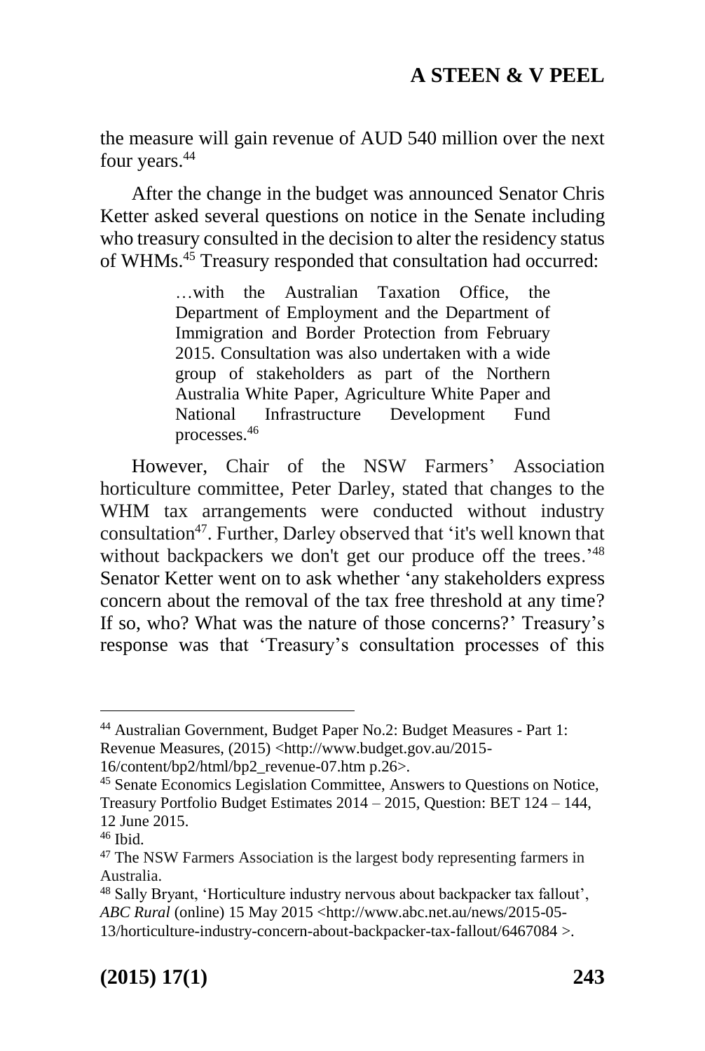the measure will gain revenue of AUD 540 million over the next four years.[44]

After the change in the budget was announced Senator Chris Ketter asked several questions on notice in the Senate including who treasury consulted in the decision to alter the residency status of WHMs.[45] Treasury responded that consultation had occurred:

> …with the Australian Taxation Office, the Department of Employment and the Department of Immigration and Border Protection from February 2015. Consultation was also undertaken with a wide group of stakeholders as part of the Northern Australia White Paper, Agriculture White Paper and National Infrastructure Development Fund processes.[46]

However, Chair of the NSW Farmers' Association horticulture committee, Peter Darley, stated that changes to the WHM tax arrangements were conducted without industry consultation[47]. Further, Darley observed that 'it's well known that without backpackers we don't get our produce off the trees.'[48] Senator Ketter went on to ask whether 'any stakeholders express concern about the removal of the tax free threshold at any time? If so, who? What was the nature of those concerns?' Treasury's response was that 'Treasury's consultation processes of this

---

[44] Australian Government, Budget Paper No.2: Budget Measures - Part 1: Revenue Measures, (2015) <http://www.budget.gov.au/2015-16/content/bp2/html/bp2_revenue-07.htm p.26>.

[45] Senate Economics Legislation Committee, Answers to Questions on Notice, Treasury Portfolio Budget Estimates 2014 – 2015, Question: BET 124 – 144, 12 June 2015.

[46] Ibid.

[47] The NSW Farmers Association is the largest body representing farmers in Australia.

[48] Sally Bryant, 'Horticulture industry nervous about backpacker tax fallout', *ABC Rural* (online) 15 May 2015 <http://www.abc.net.au/news/2015-05-13/horticulture-industry-concern-about-backpacker-tax-fallout/6467084 >.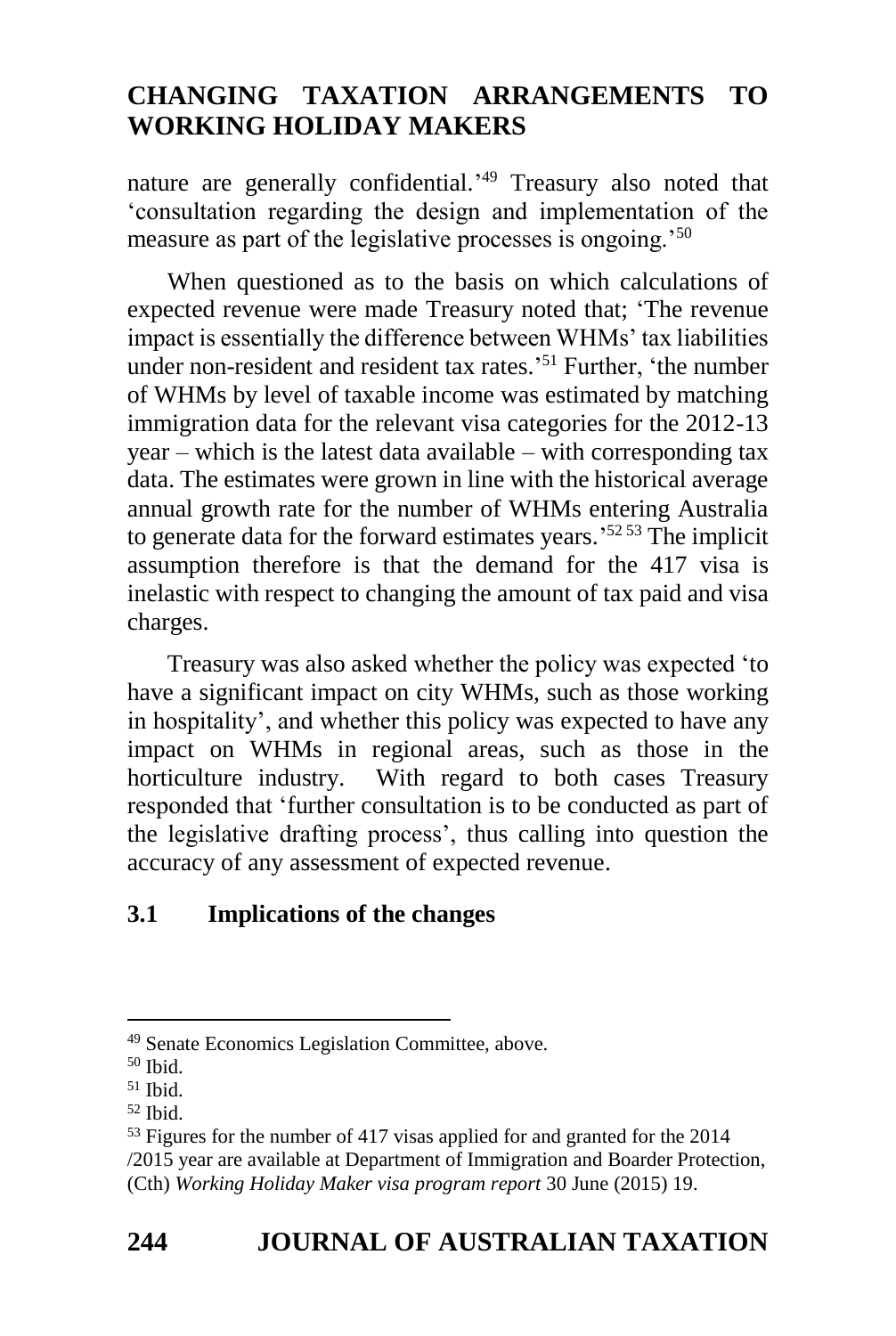nature are generally confidential.'[49] Treasury also noted that 'consultation regarding the design and implementation of the measure as part of the legislative processes is ongoing.'[50]

When questioned as to the basis on which calculations of expected revenue were made Treasury noted that; 'The revenue impact is essentially the difference between WHMs' tax liabilities under non-resident and resident tax rates.'[51] Further, 'the number of WHMs by level of taxable income was estimated by matching immigration data for the relevant visa categories for the 2012-13 year – which is the latest data available – with corresponding tax data. The estimates were grown in line with the historical average annual growth rate for the number of WHMs entering Australia to generate data for the forward estimates years.'[52] [53] The implicit assumption therefore is that the demand for the 417 visa is inelastic with respect to changing the amount of tax paid and visa charges.

Treasury was also asked whether the policy was expected 'to have a significant impact on city WHMs, such as those working in hospitality', and whether this policy was expected to have any impact on WHMs in regional areas, such as those in the horticulture industry. With regard to both cases Treasury responded that 'further consultation is to be conducted as part of the legislative drafting process', thus calling into question the accuracy of any assessment of expected revenue.

### 3.1 Implications of the changes

---

[49] Senate Economics Legislation Committee, above.

[50] Ibid.

[51] Ibid.

[52] Ibid.

[53] Figures for the number of 417 visas applied for and granted for the 2014 /2015 year are available at Department of Immigration and Boarder Protection, (Cth) *Working Holiday Maker visa program report* 30 June (2015) 19.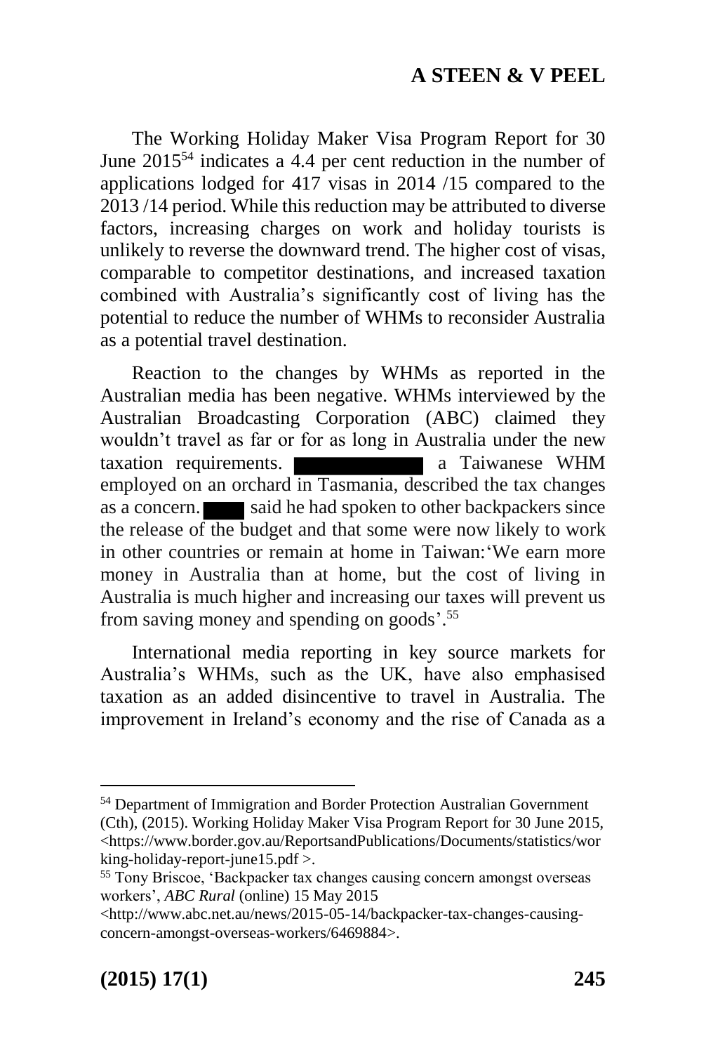The Working Holiday Maker Visa Program Report for 30 June 2015[54] indicates a 4.4 per cent reduction in the number of applications lodged for 417 visas in 2014 /15 compared to the 2013 /14 period. While this reduction may be attributed to diverse factors, increasing charges on work and holiday tourists is unlikely to reverse the downward trend. The higher cost of visas, comparable to competitor destinations, and increased taxation combined with Australia's significantly cost of living has the potential to reduce the number of WHMs to reconsider Australia as a potential travel destination.

Reaction to the changes by WHMs as reported in the Australian media has been negative. WHMs interviewed by the Australian Broadcasting Corporation (ABC) claimed they wouldn't travel as far or for as long in Australia under the new taxation requirements. ████████ a Taiwanese WHM employed on an orchard in Tasmania, described the tax changes as a concern. ███ said he had spoken to other backpackers since the release of the budget and that some were now likely to work in other countries or remain at home in Taiwan:'We earn more money in Australia than at home, but the cost of living in Australia is much higher and increasing our taxes will prevent us from saving money and spending on goods'.[55]

International media reporting in key source markets for Australia's WHMs, such as the UK, have also emphasised taxation as an added disincentive to travel in Australia. The improvement in Ireland's economy and the rise of Canada as a

---

[54] Department of Immigration and Border Protection Australian Government (Cth), (2015). Working Holiday Maker Visa Program Report for 30 June 2015, <https://www.border.gov.au/ReportsandPublications/Documents/statistics/working-holiday-report-june15.pdf >.

[55] Tony Briscoe, 'Backpacker tax changes causing concern amongst overseas workers', *ABC Rural* (online) 15 May 2015 <http://www.abc.net.au/news/2015-05-14/backpacker-tax-changes-causing-concern-amongst-overseas-workers/6469884>.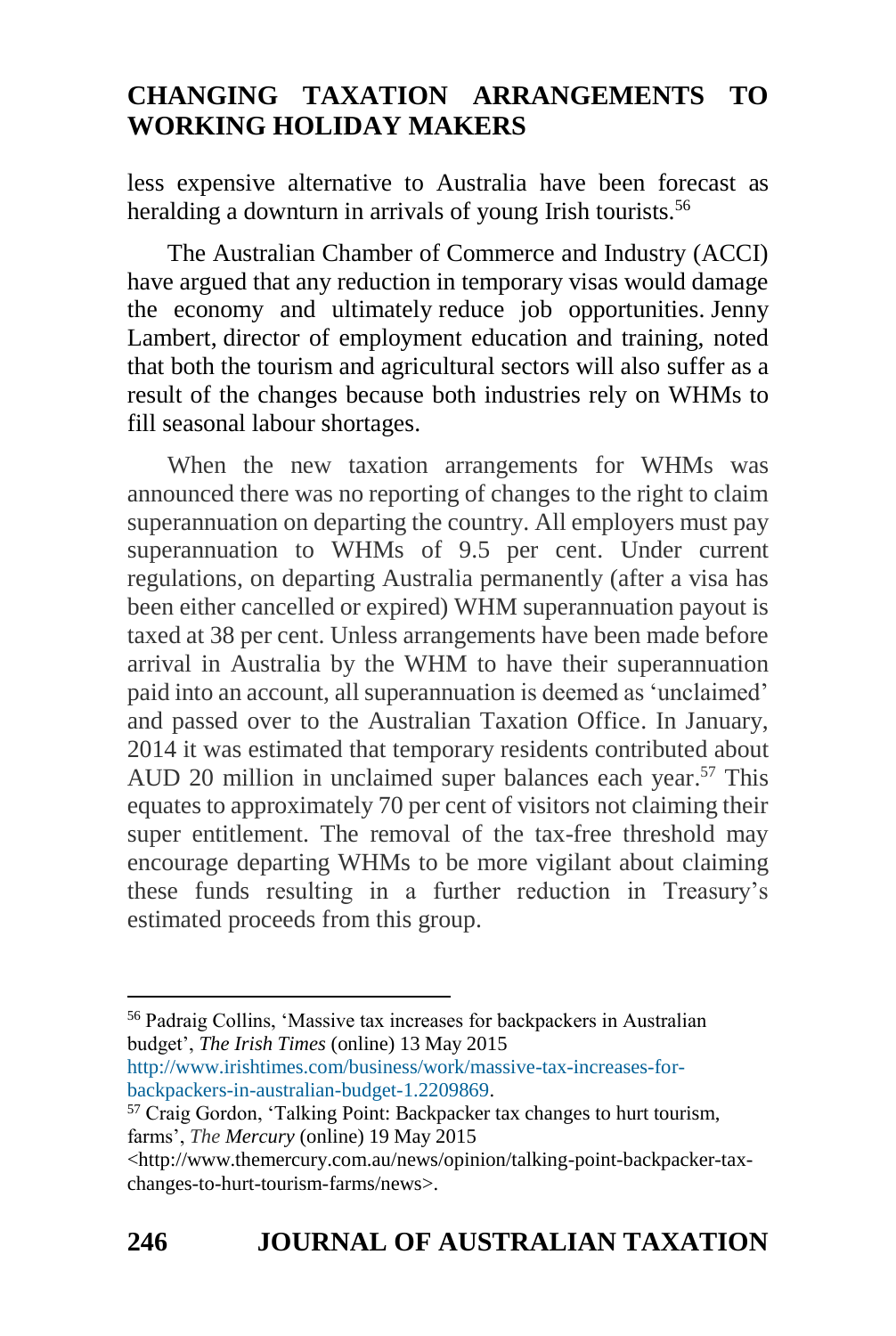less expensive alternative to Australia have been forecast as heralding a downturn in arrivals of young Irish tourists.[56]

The Australian Chamber of Commerce and Industry (ACCI) have argued that any reduction in temporary visas would damage the economy and ultimately reduce job opportunities. Jenny Lambert, director of employment education and training, noted that both the tourism and agricultural sectors will also suffer as a result of the changes because both industries rely on WHMs to fill seasonal labour shortages.

When the new taxation arrangements for WHMs was announced there was no reporting of changes to the right to claim superannuation on departing the country. All employers must pay superannuation to WHMs of 9.5 per cent. Under current regulations, on departing Australia permanently (after a visa has been either cancelled or expired) WHM superannuation payout is taxed at 38 per cent. Unless arrangements have been made before arrival in Australia by the WHM to have their superannuation paid into an account, all superannuation is deemed as 'unclaimed' and passed over to the Australian Taxation Office. In January, 2014 it was estimated that temporary residents contributed about AUD 20 million in unclaimed super balances each year.[57] This equates to approximately 70 per cent of visitors not claiming their super entitlement. The removal of the tax-free threshold may encourage departing WHMs to be more vigilant about claiming these funds resulting in a further reduction in Treasury's estimated proceeds from this group.

---

[56] Padraig Collins, 'Massive tax increases for backpackers in Australian budget', *The Irish Times* (online) 13 May 2015 http://www.irishtimes.com/business/work/massive-tax-increases-for-backpackers-in-australian-budget-1.2209869.

[57] Craig Gordon, 'Talking Point: Backpacker tax changes to hurt tourism, farms', *The Mercury* (online) 19 May 2015 <http://www.themercury.com.au/news/opinion/talking-point-backpacker-tax-changes-to-hurt-tourism-farms/news>.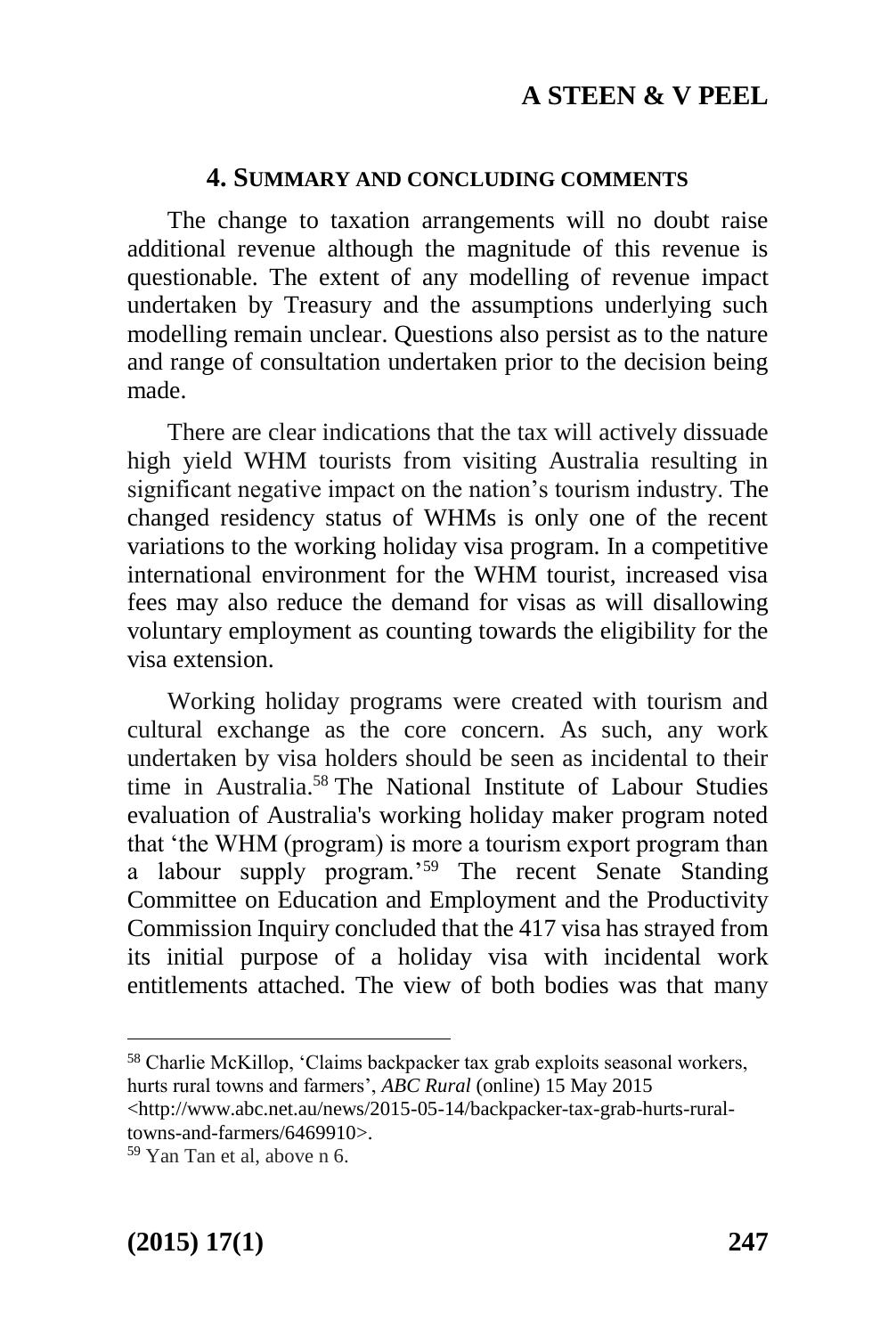## 4. SUMMARY AND CONCLUDING COMMENTS

The change to taxation arrangements will no doubt raise additional revenue although the magnitude of this revenue is questionable. The extent of any modelling of revenue impact undertaken by Treasury and the assumptions underlying such modelling remain unclear. Questions also persist as to the nature and range of consultation undertaken prior to the decision being made.

There are clear indications that the tax will actively dissuade high yield WHM tourists from visiting Australia resulting in significant negative impact on the nation's tourism industry. The changed residency status of WHMs is only one of the recent variations to the working holiday visa program. In a competitive international environment for the WHM tourist, increased visa fees may also reduce the demand for visas as will disallowing voluntary employment as counting towards the eligibility for the visa extension.

Working holiday programs were created with tourism and cultural exchange as the core concern. As such, any work undertaken by visa holders should be seen as incidental to their time in Australia.[58] The National Institute of Labour Studies evaluation of Australia's working holiday maker program noted that 'the WHM (program) is more a tourism export program than a labour supply program.'[59] The recent Senate Standing Committee on Education and Employment and the Productivity Commission Inquiry concluded that the 417 visa has strayed from its initial purpose of a holiday visa with incidental work entitlements attached. The view of both bodies was that many

---

[58] Charlie McKillop, 'Claims backpacker tax grab exploits seasonal workers, hurts rural towns and farmers', *ABC Rural* (online) 15 May 2015 <http://www.abc.net.au/news/2015-05-14/backpacker-tax-grab-hurts-rural-towns-and-farmers/6469910>.

[59] Yan Tan et al, above n 6.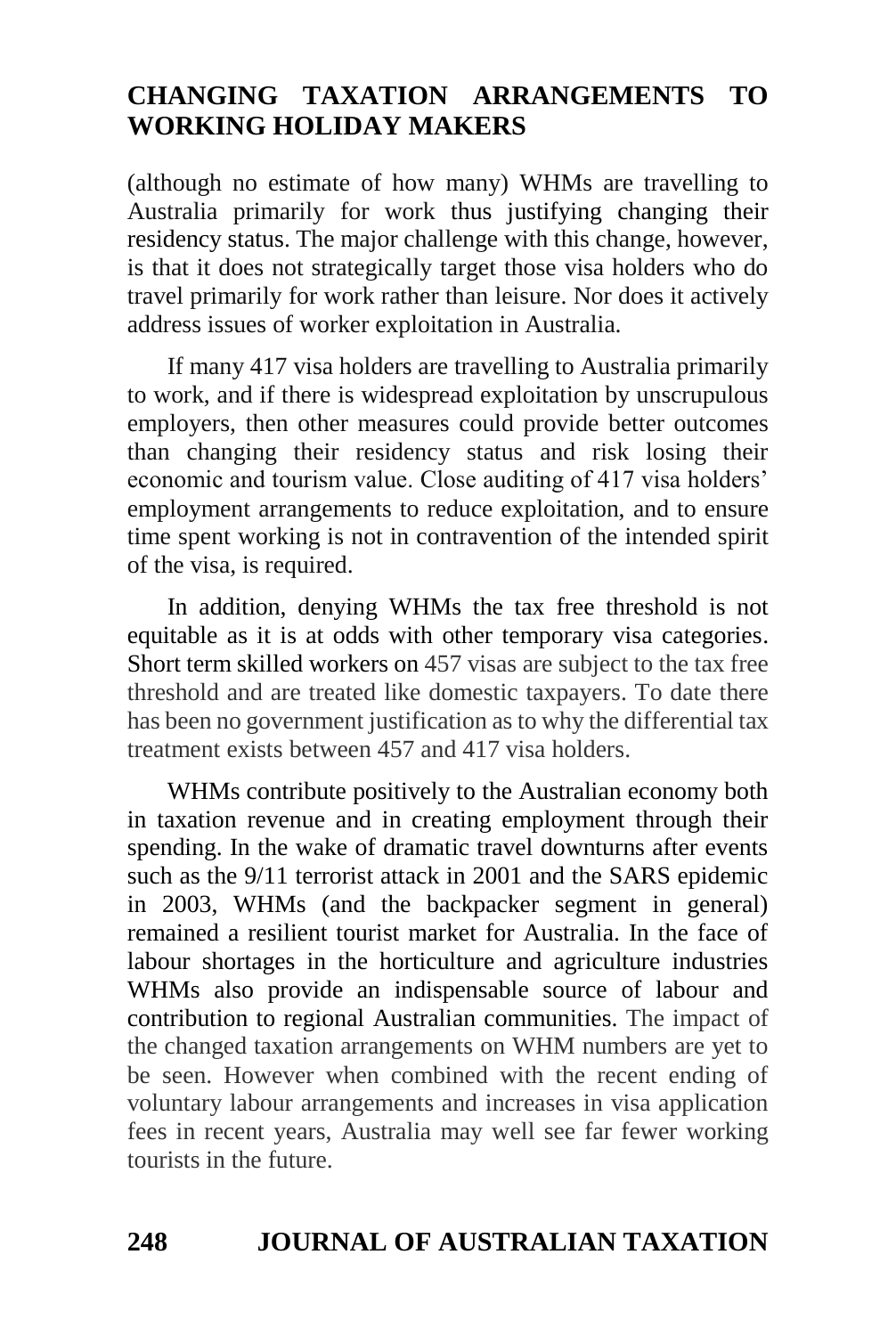(although no estimate of how many) WHMs are travelling to Australia primarily for work thus justifying changing their residency status. The major challenge with this change, however, is that it does not strategically target those visa holders who do travel primarily for work rather than leisure. Nor does it actively address issues of worker exploitation in Australia.

If many 417 visa holders are travelling to Australia primarily to work, and if there is widespread exploitation by unscrupulous employers, then other measures could provide better outcomes than changing their residency status and risk losing their economic and tourism value. Close auditing of 417 visa holders' employment arrangements to reduce exploitation, and to ensure time spent working is not in contravention of the intended spirit of the visa, is required.

In addition, denying WHMs the tax free threshold is not equitable as it is at odds with other temporary visa categories. Short term skilled workers on 457 visas are subject to the tax free threshold and are treated like domestic taxpayers. To date there has been no government justification as to why the differential tax treatment exists between 457 and 417 visa holders.

WHMs contribute positively to the Australian economy both in taxation revenue and in creating employment through their spending. In the wake of dramatic travel downturns after events such as the 9/11 terrorist attack in 2001 and the SARS epidemic in 2003, WHMs (and the backpacker segment in general) remained a resilient tourist market for Australia. In the face of labour shortages in the horticulture and agriculture industries WHMs also provide an indispensable source of labour and contribution to regional Australian communities. The impact of the changed taxation arrangements on WHM numbers are yet to be seen. However when combined with the recent ending of voluntary labour arrangements and increases in visa application fees in recent years, Australia may well see far fewer working tourists in the future.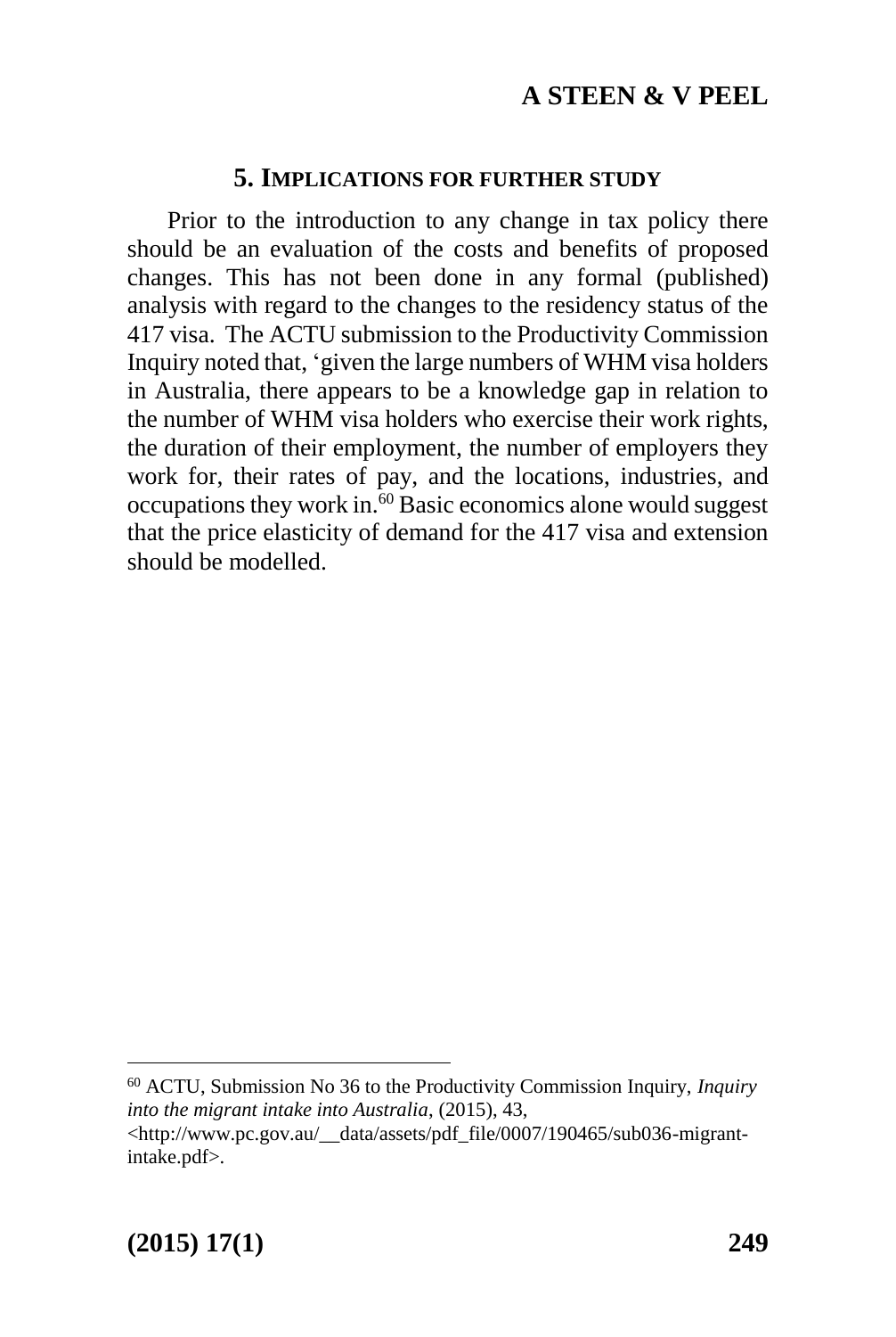## 5. IMPLICATIONS FOR FURTHER STUDY

Prior to the introduction to any change in tax policy there should be an evaluation of the costs and benefits of proposed changes. This has not been done in any formal (published) analysis with regard to the changes to the residency status of the 417 visa. The ACTU submission to the Productivity Commission Inquiry noted that, 'given the large numbers of WHM visa holders in Australia, there appears to be a knowledge gap in relation to the number of WHM visa holders who exercise their work rights, the duration of their employment, the number of employers they work for, their rates of pay, and the locations, industries, and occupations they work in.[60] Basic economics alone would suggest that the price elasticity of demand for the 417 visa and extension should be modelled.

---

[60] ACTU, Submission No 36 to the Productivity Commission Inquiry, *Inquiry into the migrant intake into Australia*, (2015), 43, <http://www.pc.gov.au/__data/assets/pdf_file/0007/190465/sub036-migrant-intake.pdf>.